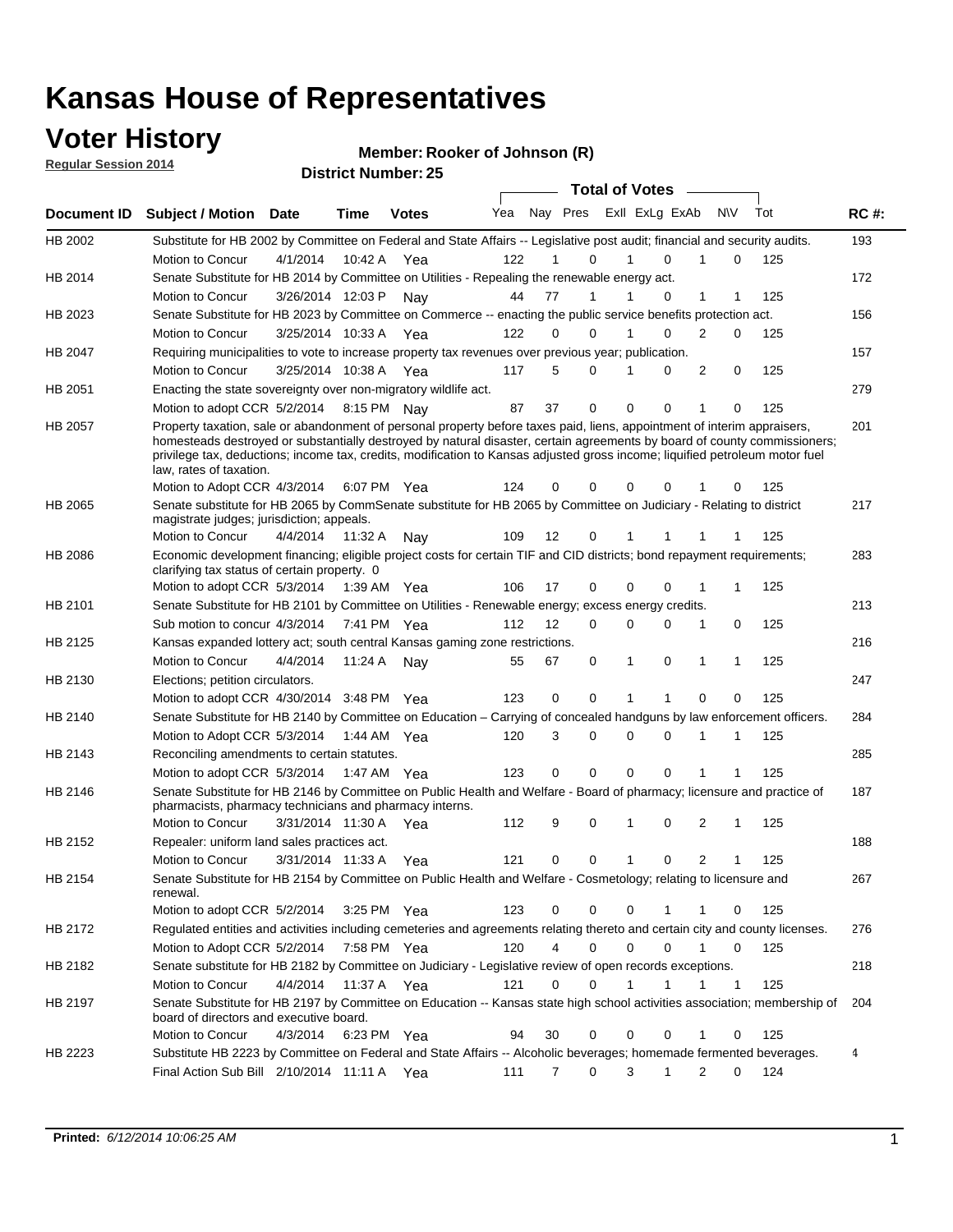# Kansas House of Representatives

## Voter History

**Regular Session 2014**

**Member: Rooker of Johnson (R)**

**District Number: 25**

| Document ID | Subject / Motion | Date | Time | Votes | Yea | Nay | Pres | ExlI | ExLg | ExAb | N\V | Tot | RC #: |
|---|---|---|---|---|---|---|---|---|---|---|---|---|---|
| HB 2002 | Substitute for HB 2002 by Committee on Federal and State Affairs -- Legislative post audit; financial and security audits. | | | | | | | | | | | | 193 |
| | Motion to Concur | 4/1/2014 | 10:42 A | Yea | 122 | 1 | 0 | 1 | 0 | 1 | 0 | 125 | |
| HB 2014 | Senate Substitute for HB 2014 by Committee on Utilities - Repealing the renewable energy act. | | | | | | | | | | | | 172 |
| | Motion to Concur | 3/26/2014 | 12:03 P | Nay | 44 | 77 | 1 | 1 | 0 | 1 | 1 | 125 | |
| HB 2023 | Senate Substitute for HB 2023 by Committee on Commerce -- enacting the public service benefits protection act. | | | | | | | | | | | | 156 |
| | Motion to Concur | 3/25/2014 | 10:33 A | Yea | 122 | 0 | 0 | 1 | 0 | 2 | 0 | 125 | |
| HB 2047 | Requiring municipalities to vote to increase property tax revenues over previous year; publication. | | | | | | | | | | | | 157 |
| | Motion to Concur | 3/25/2014 | 10:38 A | Yea | 117 | 5 | 0 | 1 | 0 | 2 | 0 | 125 | |
| HB 2051 | Enacting the state sovereignty over non-migratory wildlife act. | | | | | | | | | | | | 279 |
| | Motion to adopt CCR | 5/2/2014 | 8:15 PM | Nay | 87 | 37 | 0 | 0 | 0 | 1 | 0 | 125 | |
| HB 2057 | Property taxation, sale or abandonment of personal property before taxes paid, liens, appointment of interim appraisers, homesteads destroyed or substantially destroyed by natural disaster, certain agreements by board of county commissioners; privilege tax, deductions; income tax, credits, modification to Kansas adjusted gross income; liquified petroleum motor fuel law, rates of taxation. | | | | | | | | | | | | 201 |
| | Motion to Adopt CCR | 4/3/2014 | 6:07 PM | Yea | 124 | 0 | 0 | 0 | 0 | 1 | 0 | 125 | |
| HB 2065 | Senate substitute for HB 2065 by CommSenate substitute for HB 2065 by Committee on Judiciary - Relating to district magistrate judges; jurisdiction; appeals. | | | | | | | | | | | | 217 |
| | Motion to Concur | 4/4/2014 | 11:32 A | Nay | 109 | 12 | 0 | 1 | 1 | 1 | 1 | 125 | |
| HB 2086 | Economic development financing; eligible project costs for certain TIF and CID districts; bond repayment requirements; clarifying tax status of certain property. 0 | | | | | | | | | | | | 283 |
| | Motion to adopt CCR | 5/3/2014 | 1:39 AM | Yea | 106 | 17 | 0 | 0 | 0 | 1 | 1 | 125 | |
| HB 2101 | Senate Substitute for HB 2101 by Committee on Utilities - Renewable energy; excess energy credits. | | | | | | | | | | | | 213 |
| | Sub motion to concur | 4/3/2014 | 7:41 PM | Yea | 112 | 12 | 0 | 0 | 0 | 1 | 0 | 125 | |
| HB 2125 | Kansas expanded lottery act; south central Kansas gaming zone restrictions. | | | | | | | | | | | | 216 |
| | Motion to Concur | 4/4/2014 | 11:24 A | Nay | 55 | 67 | 0 | 1 | 0 | 1 | 1 | 125 | |
| HB 2130 | Elections; petition circulators. | | | | | | | | | | | | 247 |
| | Motion to adopt CCR | 4/30/2014 | 3:48 PM | Yea | 123 | 0 | 0 | 1 | 1 | 0 | 0 | 125 | |
| HB 2140 | Senate Substitute for HB 2140 by Committee on Education – Carrying of concealed handguns by law enforcement officers. | | | | | | | | | | | | 284 |
| | Motion to Adopt CCR | 5/3/2014 | 1:44 AM | Yea | 120 | 3 | 0 | 0 | 0 | 1 | 1 | 125 | |
| HB 2143 | Reconciling amendments to certain statutes. | | | | | | | | | | | | 285 |
| | Motion to adopt CCR | 5/3/2014 | 1:47 AM | Yea | 123 | 0 | 0 | 0 | 0 | 1 | 1 | 125 | |
| HB 2146 | Senate Substitute for HB 2146 by Committee on Public Health and Welfare - Board of pharmacy; licensure and practice of pharmacists, pharmacy technicians and pharmacy interns. | | | | | | | | | | | | 187 |
| | Motion to Concur | 3/31/2014 | 11:30 A | Yea | 112 | 9 | 0 | 1 | 0 | 2 | 1 | 125 | |
| HB 2152 | Repealer: uniform land sales practices act. | | | | | | | | | | | | 188 |
| | Motion to Concur | 3/31/2014 | 11:33 A | Yea | 121 | 0 | 0 | 1 | 0 | 2 | 1 | 125 | |
| HB 2154 | Senate Substitute for HB 2154 by Committee on Public Health and Welfare - Cosmetology; relating to licensure and renewal. | | | | | | | | | | | | 267 |
| | Motion to adopt CCR | 5/2/2014 | 3:25 PM | Yea | 123 | 0 | 0 | 0 | 1 | 1 | 0 | 125 | |
| HB 2172 | Regulated entities and activities including cemeteries and agreements relating thereto and certain city and county licenses. | | | | | | | | | | | | 276 |
| | Motion to Adopt CCR | 5/2/2014 | 7:58 PM | Yea | 120 | 4 | 0 | 0 | 0 | 1 | 0 | 125 | |
| HB 2182 | Senate substitute for HB 2182 by Committee on Judiciary - Legislative review of open records exceptions. | | | | | | | | | | | | 218 |
| | Motion to Concur | 4/4/2014 | 11:37 A | Yea | 121 | 0 | 0 | 1 | 1 | 1 | 1 | 125 | |
| HB 2197 | Senate Substitute for HB 2197 by Committee on Education -- Kansas state high school activities association; membership of board of directors and executive board. | | | | | | | | | | | | 204 |
| | Motion to Concur | 4/3/2014 | 6:23 PM | Yea | 94 | 30 | 0 | 0 | 0 | 1 | 0 | 125 | |
| HB 2223 | Substitute HB 2223 by Committee on Federal and State Affairs -- Alcoholic beverages; homemade fermented beverages. | | | | | | | | | | | | 4 |
| | Final Action Sub Bill | 2/10/2014 | 11:11 A | Yea | 111 | 7 | 0 | 3 | 1 | 2 | 0 | 124 | |

**Printed:** *6/12/2014 10:06:25 AM*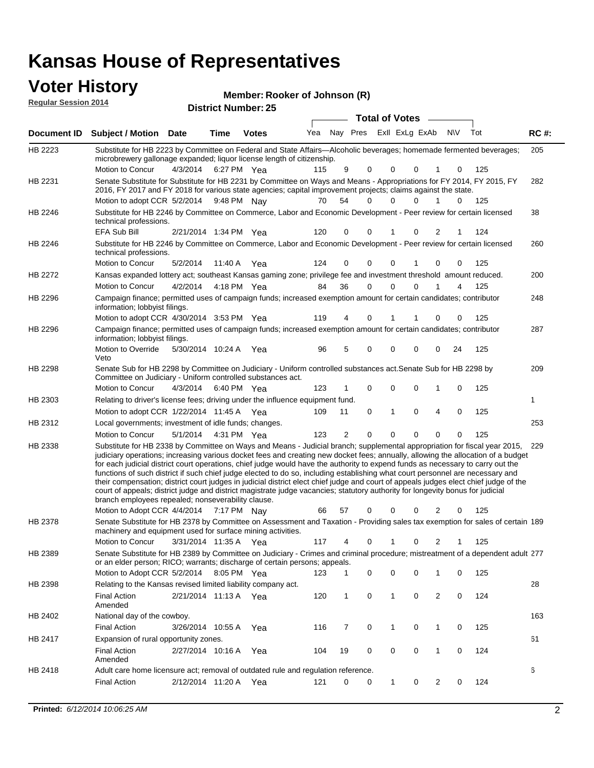# Kansas House of Representatives

## Voter History

**Regular Session 2014**

**Member: Rooker of Johnson (R)**

**District Number: 25**

| Document ID | Subject / Motion | Date | Time | Votes | Yea | Nay | Pres | ExII | ExLg | ExAb | N\V | Tot | RC #: |
|---|---|---|---|---|---|---|---|---|---|---|---|---|---|
| HB 2223 | Substitute for HB 2223 by Committee on Federal and State Affairs—Alcoholic beverages; homemade fermented beverages; microbrewery gallonage expanded; liquor license length of citizenship. | | | | | | | | | | | | 205 |
| | Motion to Concur | 4/3/2014 | 6:27 PM | Yea | 115 | 9 | 0 | 0 | 0 | 1 | 0 | 125 | |
| HB 2231 | Senate Substitute for Substitute for HB 2231 by Committee on Ways and Means - Appropriations for FY 2014, FY 2015, FY 2016, FY 2017 and FY 2018 for various state agencies; capital improvement projects; claims against the state. | | | | | | | | | | | | 282 |
| | Motion to adopt CCR | 5/2/2014 | 9:48 PM | Nay | 70 | 54 | 0 | 0 | 0 | 1 | 0 | 125 | |
| HB 2246 | Substitute for HB 2246 by Committee on Commerce, Labor and Economic Development - Peer review for certain licensed technical professions. | | | | | | | | | | | | 38 |
| | EFA Sub Bill | 2/21/2014 | 1:34 PM | Yea | 120 | 0 | 0 | 1 | 0 | 2 | 1 | 124 | |
| HB 2246 | Substitute for HB 2246 by Committee on Commerce, Labor and Economic Development - Peer review for certain licensed technical professions. | | | | | | | | | | | | 260 |
| | Motion to Concur | 5/2/2014 | 11:40 A | Yea | 124 | 0 | 0 | 0 | 1 | 0 | 0 | 125 | |
| HB 2272 | Kansas expanded lottery act; southeast Kansas gaming zone; privilege fee and investment threshold amount reduced. | | | | | | | | | | | | 200 |
| | Motion to Concur | 4/2/2014 | 4:18 PM | Yea | 84 | 36 | 0 | 0 | 0 | 1 | 4 | 125 | |
| HB 2296 | Campaign finance; permitted uses of campaign funds; increased exemption amount for certain candidates; contributor information; lobbyist filings. | | | | | | | | | | | | 248 |
| | Motion to adopt CCR | 4/30/2014 | 3:53 PM | Yea | 119 | 4 | 0 | 1 | 1 | 0 | 0 | 125 | |
| HB 2296 | Campaign finance; permitted uses of campaign funds; increased exemption amount for certain candidates; contributor information; lobbyist filings. | | | | | | | | | | | | 287 |
| | Motion to Override Veto | 5/30/2014 | 10:24 A | Yea | 96 | 5 | 0 | 0 | 0 | 0 | 24 | 125 | |
| HB 2298 | Senate Sub for HB 2298 by Committee on Judiciary - Uniform controlled substances act.Senate Sub for HB 2298 by Committee on Judiciary - Uniform controlled substances act. | | | | | | | | | | | | 209 |
| | Motion to Concur | 4/3/2014 | 6:40 PM | Yea | 123 | 1 | 0 | 0 | 0 | 1 | 0 | 125 | |
| HB 2303 | Relating to driver's license fees; driving under the influence equipment fund. | | | | | | | | | | | | 1 |
| | Motion to adopt CCR | 1/22/2014 | 11:45 A | Yea | 109 | 11 | 0 | 1 | 0 | 4 | 0 | 125 | |
| HB 2312 | Local governments; investment of idle funds; changes. | | | | | | | | | | | | 253 |
| | Motion to Concur | 5/1/2014 | 4:31 PM | Yea | 123 | 2 | 0 | 0 | 0 | 0 | 0 | 125 | |
| HB 2338 | Substitute for HB 2338 by Committee on Ways and Means - Judicial branch; supplemental appropriation for fiscal year 2015, judiciary operations; increasing various docket fees and creating new docket fees; annually, allowing the allocation of a budget for each judicial district court operations, chief judge would have the authority to expend funds as necessary to carry out the functions of such district if such chief judge elected to do so, including establishing what court personnel are necessary and their compensation; district court judges in judicial district elect chief judge and court of appeals judges elect chief judge of the court of appeals; district judge and district magistrate judge vacancies; statutory authority for longevity bonus for judicial branch employees repealed; nonseverability clause. | | | | | | | | | | | | 229 |
| | Motion to Adopt CCR | 4/4/2014 | 7:17 PM | Nay | 66 | 57 | 0 | 0 | 0 | 2 | 0 | 125 | |
| HB 2378 | Senate Substitute for HB 2378 by Committee on Assessment and Taxation - Providing sales tax exemption for sales of certain machinery and equipment used for surface mining activities. | | | | | | | | | | | | 189 |
| | Motion to Concur | 3/31/2014 | 11:35 A | Yea | 117 | 4 | 0 | 1 | 0 | 2 | 1 | 125 | |
| HB 2389 | Senate Substitute for HB 2389 by Committee on Judiciary - Crimes and criminal procedure; mistreatment of a dependent adult or an elder person; RICO; warrants; discharge of certain persons; appeals. | | | | | | | | | | | | 277 |
| | Motion to Adopt CCR | 5/2/2014 | 8:05 PM | Yea | 123 | 1 | 0 | 0 | 0 | 1 | 0 | 125 | |
| HB 2398 | Relating to the Kansas revised limited liability company act. | | | | | | | | | | | | 28 |
| | Final Action Amended | 2/21/2014 | 11:13 A | Yea | 120 | 1 | 0 | 1 | 0 | 2 | 0 | 124 | |
| HB 2402 | National day of the cowboy. | | | | | | | | | | | | 163 |
| | Final Action | 3/26/2014 | 10:55 A | Yea | 116 | 7 | 0 | 1 | 0 | 1 | 0 | 125 | |
| HB 2417 | Expansion of rural opportunity zones. | | | | | | | | | | | | 61 |
| | Final Action Amended | 2/27/2014 | 10:16 A | Yea | 104 | 19 | 0 | 0 | 0 | 1 | 0 | 124 | |
| HB 2418 | Adult care home licensure act; removal of outdated rule and regulation reference. | | | | | | | | | | | | 6 |
| | Final Action | 2/12/2014 | 11:20 A | Yea | 121 | 0 | 0 | 1 | 0 | 2 | 0 | 124 | |

**Printed:** *6/12/2014 10:06:25 AM*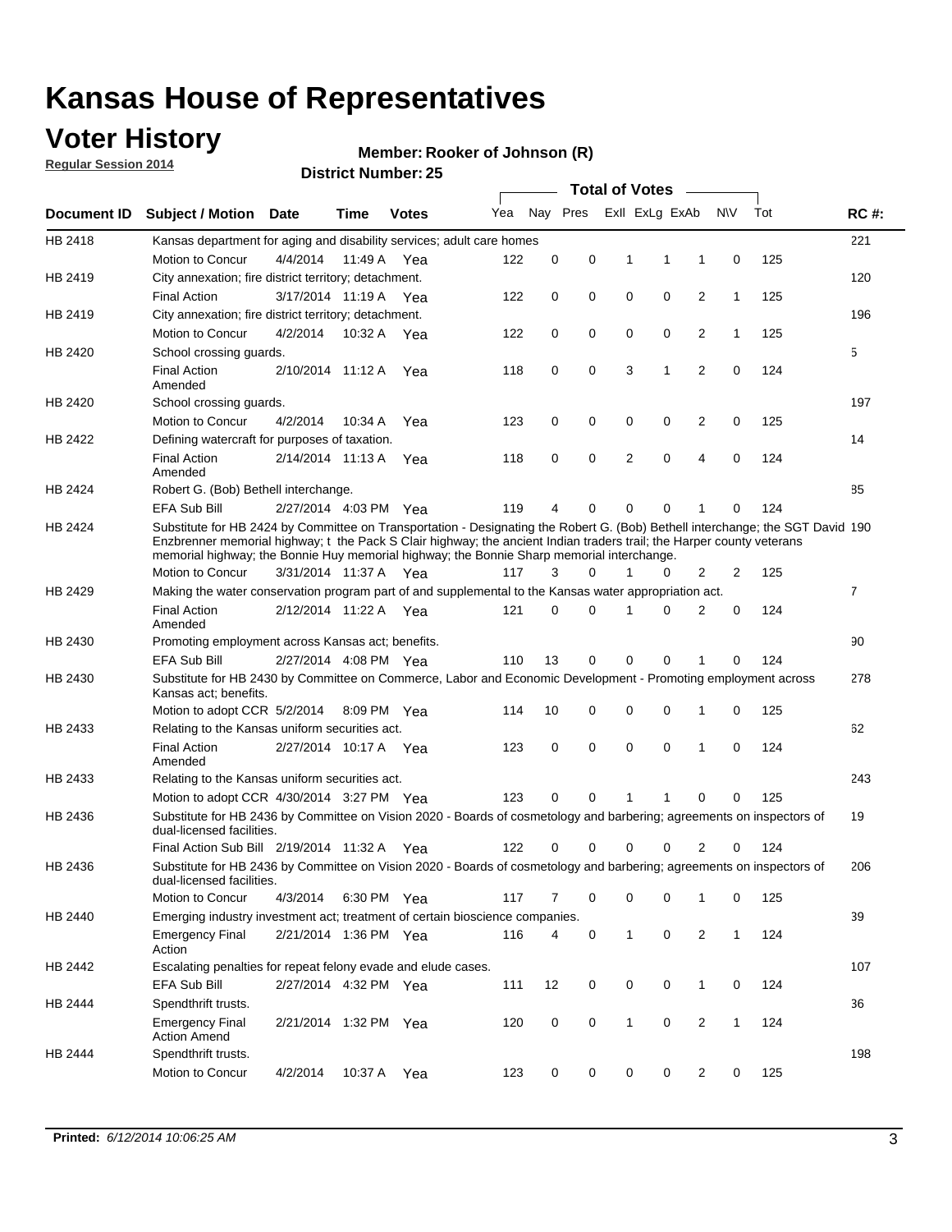# Kansas House of Representatives

## Voter History

**Regular Session 2014**

**Member: Rooker of Johnson (R)**

**District Number: 25**

| Document ID | Subject / Motion | Date | Time | Votes | Yea | Nay | Pres | ExII | ExLg | ExAb | N\V | Tot | RC #: |
|---|---|---|---|---|---|---|---|---|---|---|---|---|---|
| HB 2418 | Kansas department for aging and disability services; adult care homes | | | | | | | | | | | | 221 |
| | Motion to Concur | 4/4/2014 | 11:49 A | Yea | 122 | 0 | 0 | 1 | 1 | 1 | 0 | 125 | |
| HB 2419 | City annexation; fire district territory; detachment. | | | | | | | | | | | | 120 |
| | Final Action | 3/17/2014 | 11:19 A | Yea | 122 | 0 | 0 | 0 | 0 | 2 | 1 | 125 | |
| HB 2419 | City annexation; fire district territory; detachment. | | | | | | | | | | | | 196 |
| | Motion to Concur | 4/2/2014 | 10:32 A | Yea | 122 | 0 | 0 | 0 | 0 | 2 | 1 | 125 | |
| HB 2420 | School crossing guards. | | | | | | | | | | | | 5 |
| | Final Action Amended | 2/10/2014 | 11:12 A | Yea | 118 | 0 | 0 | 3 | 1 | 2 | 0 | 124 | |
| HB 2420 | School crossing guards. | | | | | | | | | | | | 197 |
| | Motion to Concur | 4/2/2014 | 10:34 A | Yea | 123 | 0 | 0 | 0 | 0 | 2 | 0 | 125 | |
| HB 2422 | Defining watercraft for purposes of taxation. | | | | | | | | | | | | 14 |
| | Final Action Amended | 2/14/2014 | 11:13 A | Yea | 118 | 0 | 0 | 2 | 0 | 4 | 0 | 124 | |
| HB 2424 | Robert G. (Bob) Bethell interchange. | | | | | | | | | | | | 85 |
| | EFA Sub Bill | 2/27/2014 | 4:03 PM | Yea | 119 | 4 | 0 | 0 | 0 | 1 | 0 | 124 | |
| HB 2424 | Substitute for HB 2424 by Committee on Transportation - Designating the Robert G. (Bob) Bethell interchange; the SGT David Enzbrenner memorial highway; t the Pack S Clair highway; the ancient Indian traders trail; the Harper county veterans memorial highway; the Bonnie Huy memorial highway; the Bonnie Sharp memorial interchange. | | | | | | | | | | | | 190 |
| | Motion to Concur | 3/31/2014 | 11:37 A | Yea | 117 | 3 | 0 | 1 | 0 | 2 | 2 | 125 | |
| HB 2429 | Making the water conservation program part of and supplemental to the Kansas water appropriation act. | | | | | | | | | | | | 7 |
| | Final Action Amended | 2/12/2014 | 11:22 A | Yea | 121 | 0 | 0 | 1 | 0 | 2 | 0 | 124 | |
| HB 2430 | Promoting employment across Kansas act; benefits. | | | | | | | | | | | | 90 |
| | EFA Sub Bill | 2/27/2014 | 4:08 PM | Yea | 110 | 13 | 0 | 0 | 0 | 1 | 0 | 124 | |
| HB 2430 | Substitute for HB 2430 by Committee on Commerce, Labor and Economic Development - Promoting employment across Kansas act; benefits. | | | | | | | | | | | | 278 |
| | Motion to adopt CCR | 5/2/2014 | 8:09 PM | Yea | 114 | 10 | 0 | 0 | 0 | 1 | 0 | 125 | |
| HB 2433 | Relating to the Kansas uniform securities act. | | | | | | | | | | | | 62 |
| | Final Action Amended | 2/27/2014 | 10:17 A | Yea | 123 | 0 | 0 | 0 | 0 | 1 | 0 | 124 | |
| HB 2433 | Relating to the Kansas uniform securities act. | | | | | | | | | | | | 243 |
| | Motion to adopt CCR | 4/30/2014 | 3:27 PM | Yea | 123 | 0 | 0 | 1 | 1 | 0 | 0 | 125 | |
| HB 2436 | Substitute for HB 2436 by Committee on Vision 2020 - Boards of cosmetology and barbering; agreements on inspectors of dual-licensed facilities. | | | | | | | | | | | | 19 |
| | Final Action Sub Bill | 2/19/2014 | 11:32 A | Yea | 122 | 0 | 0 | 0 | 0 | 2 | 0 | 124 | |
| HB 2436 | Substitute for HB 2436 by Committee on Vision 2020 - Boards of cosmetology and barbering; agreements on inspectors of dual-licensed facilities. | | | | | | | | | | | | 206 |
| | Motion to Concur | 4/3/2014 | 6:30 PM | Yea | 117 | 7 | 0 | 0 | 0 | 1 | 0 | 125 | |
| HB 2440 | Emerging industry investment act; treatment of certain bioscience companies. | | | | | | | | | | | | 39 |
| | Emergency Final Action | 2/21/2014 | 1:36 PM | Yea | 116 | 4 | 0 | 1 | 0 | 2 | 1 | 124 | |
| HB 2442 | Escalating penalties for repeat felony evade and elude cases. | | | | | | | | | | | | 107 |
| | EFA Sub Bill | 2/27/2014 | 4:32 PM | Yea | 111 | 12 | 0 | 0 | 0 | 1 | 0 | 124 | |
| HB 2444 | Spendthrift trusts. | | | | | | | | | | | | 36 |
| | Emergency Final Action Amend | 2/21/2014 | 1:32 PM | Yea | 120 | 0 | 0 | 1 | 0 | 2 | 1 | 124 | |
| HB 2444 | Spendthrift trusts. | | | | | | | | | | | | 198 |
| | Motion to Concur | 4/2/2014 | 10:37 A | Yea | 123 | 0 | 0 | 0 | 0 | 2 | 0 | 125 | |

**Printed:** *6/12/2014 10:06:25 AM*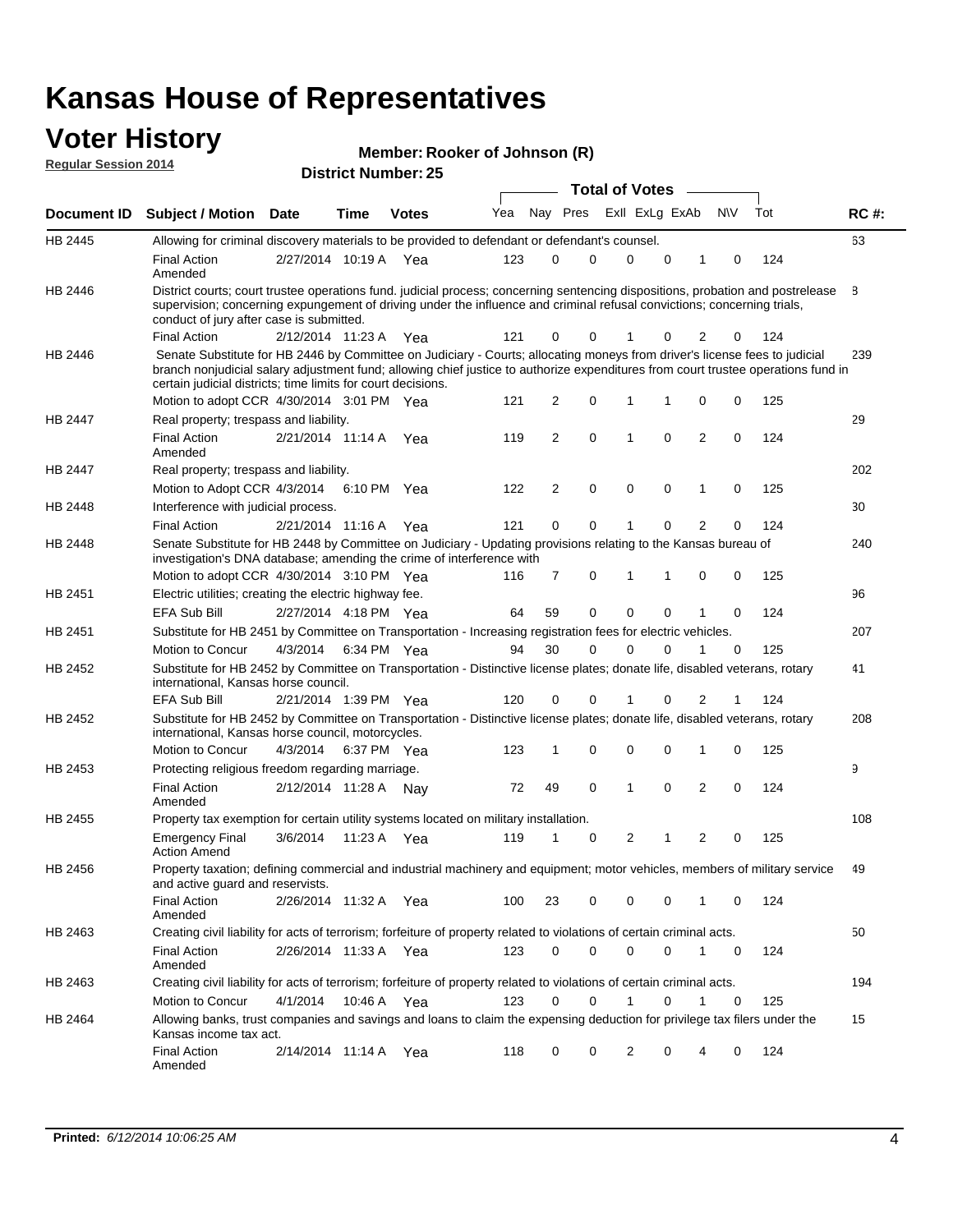# Kansas House of Representatives

## Voter History

**Regular Session 2014**

**Member: Rooker of Johnson (R)**

**District Number: 25**

| Document ID | Subject / Motion | Date | Time | Votes | Yea | Nay | Pres | ExII | ExLg | ExAb | N\V | Tot | RC #: |
|---|---|---|---|---|---|---|---|---|---|---|---|---|---|
| HB 2445 | Allowing for criminal discovery materials to be provided to defendant or defendant's counsel. | | | | | | | | | | | | 63 |
| | Final Action Amended | 2/27/2014 | 10:19 A | Yea | 123 | 0 | 0 | 0 | 0 | 1 | 0 | 124 | |
| HB 2446 | District courts; court trustee operations fund. judicial process; concerning sentencing dispositions, probation and postrelease supervision; concerning expungement of driving under the influence and criminal refusal convictions; concerning trials, conduct of jury after case is submitted. | | | | | | | | | | | | 8 |
| | Final Action | 2/12/2014 | 11:23 A | Yea | 121 | 0 | 0 | 1 | 0 | 2 | 0 | 124 | |
| HB 2446 | Senate Substitute for HB 2446 by Committee on Judiciary - Courts; allocating moneys from driver's license fees to judicial branch nonjudicial salary adjustment fund; allowing chief justice to authorize expenditures from court trustee operations fund in certain judicial districts; time limits for court decisions. | | | | | | | | | | | | 239 |
| | Motion to adopt CCR | 4/30/2014 | 3:01 PM | Yea | 121 | 2 | 0 | 1 | 1 | 0 | 0 | 125 | |
| HB 2447 | Real property; trespass and liability. | | | | | | | | | | | | 29 |
| | Final Action Amended | 2/21/2014 | 11:14 A | Yea | 119 | 2 | 0 | 1 | 0 | 2 | 0 | 124 | |
| HB 2447 | Real property; trespass and liability. | | | | | | | | | | | | 202 |
| | Motion to Adopt CCR | 4/3/2014 | 6:10 PM | Yea | 122 | 2 | 0 | 0 | 0 | 1 | 0 | 125 | |
| HB 2448 | Interference with judicial process. | | | | | | | | | | | | 30 |
| | Final Action | 2/21/2014 | 11:16 A | Yea | 121 | 0 | 0 | 1 | 0 | 2 | 0 | 124 | |
| HB 2448 | Senate Substitute for HB 2448 by Committee on Judiciary - Updating provisions relating to the Kansas bureau of investigation's DNA database; amending the crime of interference with | | | | | | | | | | | | 240 |
| | Motion to adopt CCR | 4/30/2014 | 3:10 PM | Yea | 116 | 7 | 0 | 1 | 1 | 0 | 0 | 125 | |
| HB 2451 | Electric utilities; creating the electric highway fee. | | | | | | | | | | | | 96 |
| | EFA Sub Bill | 2/27/2014 | 4:18 PM | Yea | 64 | 59 | 0 | 0 | 0 | 1 | 0 | 124 | |
| HB 2451 | Substitute for HB 2451 by Committee on Transportation - Increasing registration fees for electric vehicles. | | | | | | | | | | | | 207 |
| | Motion to Concur | 4/3/2014 | 6:34 PM | Yea | 94 | 30 | 0 | 0 | 0 | 1 | 0 | 125 | |
| HB 2452 | Substitute for HB 2452 by Committee on Transportation - Distinctive license plates; donate life, disabled veterans, rotary international, Kansas horse council. | | | | | | | | | | | | 41 |
| | EFA Sub Bill | 2/21/2014 | 1:39 PM | Yea | 120 | 0 | 0 | 1 | 0 | 2 | 1 | 124 | |
| HB 2452 | Substitute for HB 2452 by Committee on Transportation - Distinctive license plates; donate life, disabled veterans, rotary international, Kansas horse council, motorcycles. | | | | | | | | | | | | 208 |
| | Motion to Concur | 4/3/2014 | 6:37 PM | Yea | 123 | 1 | 0 | 0 | 0 | 1 | 0 | 125 | |
| HB 2453 | Protecting religious freedom regarding marriage. | | | | | | | | | | | | 9 |
| | Final Action Amended | 2/12/2014 | 11:28 A | Nay | 72 | 49 | 0 | 1 | 0 | 2 | 0 | 124 | |
| HB 2455 | Property tax exemption for certain utility systems located on military installation. | | | | | | | | | | | | 108 |
| | Emergency Final Action Amend | 3/6/2014 | 11:23 A | Yea | 119 | 1 | 0 | 2 | 1 | 2 | 0 | 125 | |
| HB 2456 | Property taxation; defining commercial and industrial machinery and equipment; motor vehicles, members of military service and active guard and reservists. | | | | | | | | | | | | 49 |
| | Final Action Amended | 2/26/2014 | 11:32 A | Yea | 100 | 23 | 0 | 0 | 0 | 1 | 0 | 124 | |
| HB 2463 | Creating civil liability for acts of terrorism; forfeiture of property related to violations of certain criminal acts. | | | | | | | | | | | | 50 |
| | Final Action Amended | 2/26/2014 | 11:33 A | Yea | 123 | 0 | 0 | 0 | 0 | 1 | 0 | 124 | |
| HB 2463 | Creating civil liability for acts of terrorism; forfeiture of property related to violations of certain criminal acts. | | | | | | | | | | | | 194 |
| | Motion to Concur | 4/1/2014 | 10:46 A | Yea | 123 | 0 | 0 | 1 | 0 | 1 | 0 | 125 | |
| HB 2464 | Allowing banks, trust companies and savings and loans to claim the expensing deduction for privilege tax filers under the Kansas income tax act. | | | | | | | | | | | | 15 |
| | Final Action Amended | 2/14/2014 | 11:14 A | Yea | 118 | 0 | 0 | 2 | 0 | 4 | 0 | 124 | |

**Printed:** *6/12/2014 10:06:25 AM*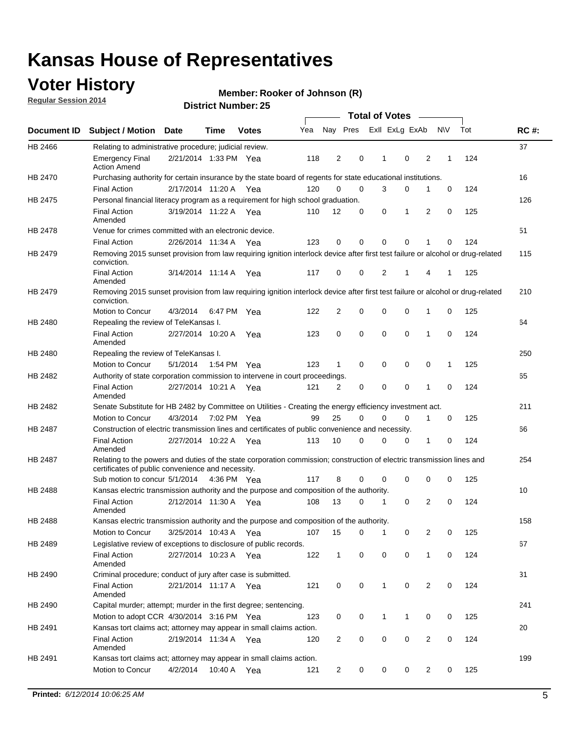# Kansas House of Representatives

## Voter History

**Regular Session 2014**

**Member: Rooker of Johnson (R)**

**District Number: 25**

| Document ID | Subject / Motion | Date | Time | Votes | Yea | Nay | Pres | ExII | ExLg | ExAb | N\V | Tot | RC #: |
|---|---|---|---|---|---|---|---|---|---|---|---|---|---|
| HB 2466 | Relating to administrative procedure; judicial review. | | | | | | | | | | | | 37 |
| | Emergency Final Action Amend | 2/21/2014 | 1:33 PM | Yea | 118 | 2 | 0 | 1 | 0 | 2 | 1 | 124 | |
| HB 2470 | Purchasing authority for certain insurance by the state board of regents for state educational institutions. | | | | | | | | | | | | 16 |
| | Final Action | 2/17/2014 | 11:20 A | Yea | 120 | 0 | 0 | 3 | 0 | 1 | 0 | 124 | |
| HB 2475 | Personal financial literacy program as a requirement for high school graduation. | | | | | | | | | | | | 126 |
| | Final Action Amended | 3/19/2014 | 11:22 A | Yea | 110 | 12 | 0 | 0 | 1 | 2 | 0 | 125 | |
| HB 2478 | Venue for crimes committed with an electronic device. | | | | | | | | | | | | 51 |
| | Final Action | 2/26/2014 | 11:34 A | Yea | 123 | 0 | 0 | 0 | 0 | 1 | 0 | 124 | |
| HB 2479 | Removing 2015 sunset provision from law requiring ignition interlock device after first test failure or alcohol or drug-related conviction. | | | | | | | | | | | | 115 |
| | Final Action Amended | 3/14/2014 | 11:14 A | Yea | 117 | 0 | 0 | 2 | 1 | 4 | 1 | 125 | |
| HB 2479 | Removing 2015 sunset provision from law requiring ignition interlock device after first test failure or alcohol or drug-related conviction. | | | | | | | | | | | | 210 |
| | Motion to Concur | 4/3/2014 | 6:47 PM | Yea | 122 | 2 | 0 | 0 | 0 | 1 | 0 | 125 | |
| HB 2480 | Repealing the review of TeleKansas I. | | | | | | | | | | | | 64 |
| | Final Action Amended | 2/27/2014 | 10:20 A | Yea | 123 | 0 | 0 | 0 | 0 | 1 | 0 | 124 | |
| HB 2480 | Repealing the review of TeleKansas I. | | | | | | | | | | | | 250 |
| | Motion to Concur | 5/1/2014 | 1:54 PM | Yea | 123 | 1 | 0 | 0 | 0 | 0 | 1 | 125 | |
| HB 2482 | Authority of state corporation commission to intervene in court proceedings. | | | | | | | | | | | | 65 |
| | Final Action Amended | 2/27/2014 | 10:21 A | Yea | 121 | 2 | 0 | 0 | 0 | 1 | 0 | 124 | |
| HB 2482 | Senate Substitute for HB 2482 by Committee on Utilities - Creating the energy efficiency investment act. | | | | | | | | | | | | 211 |
| | Motion to Concur | 4/3/2014 | 7:02 PM | Yea | 99 | 25 | 0 | 0 | 0 | 1 | 0 | 125 | |
| HB 2487 | Construction of electric transmission lines and certificates of public convenience and necessity. | | | | | | | | | | | | 66 |
| | Final Action Amended | 2/27/2014 | 10:22 A | Yea | 113 | 10 | 0 | 0 | 0 | 1 | 0 | 124 | |
| HB 2487 | Relating to the powers and duties of the state corporation commission; construction of electric transmission lines and certificates of public convenience and necessity. | | | | | | | | | | | | 254 |
| | Sub motion to concur | 5/1/2014 | 4:36 PM | Yea | 117 | 8 | 0 | 0 | 0 | 0 | 0 | 125 | |
| HB 2488 | Kansas electric transmission authority and the purpose and composition of the authority. | | | | | | | | | | | | 10 |
| | Final Action Amended | 2/12/2014 | 11:30 A | Yea | 108 | 13 | 0 | 1 | 0 | 2 | 0 | 124 | |
| HB 2488 | Kansas electric transmission authority and the purpose and composition of the authority. | | | | | | | | | | | | 158 |
| | Motion to Concur | 3/25/2014 | 10:43 A | Yea | 107 | 15 | 0 | 1 | 0 | 2 | 0 | 125 | |
| HB 2489 | Legislative review of exceptions to disclosure of public records. | | | | | | | | | | | | 67 |
| | Final Action Amended | 2/27/2014 | 10:23 A | Yea | 122 | 1 | 0 | 0 | 0 | 1 | 0 | 124 | |
| HB 2490 | Criminal procedure; conduct of jury after case is submitted. | | | | | | | | | | | | 31 |
| | Final Action Amended | 2/21/2014 | 11:17 A | Yea | 121 | 0 | 0 | 1 | 0 | 2 | 0 | 124 | |
| HB 2490 | Capital murder; attempt; murder in the first degree; sentencing. | | | | | | | | | | | | 241 |
| | Motion to adopt CCR | 4/30/2014 | 3:16 PM | Yea | 123 | 0 | 0 | 1 | 1 | 0 | 0 | 125 | |
| HB 2491 | Kansas tort claims act; attorney may appear in small claims action. | | | | | | | | | | | | 20 |
| | Final Action Amended | 2/19/2014 | 11:34 A | Yea | 120 | 2 | 0 | 0 | 0 | 2 | 0 | 124 | |
| HB 2491 | Kansas tort claims act; attorney may appear in small claims action. | | | | | | | | | | | | 199 |
| | Motion to Concur | 4/2/2014 | 10:40 A | Yea | 121 | 2 | 0 | 0 | 0 | 2 | 0 | 125 | |

**Printed:** *6/12/2014 10:06:25 AM*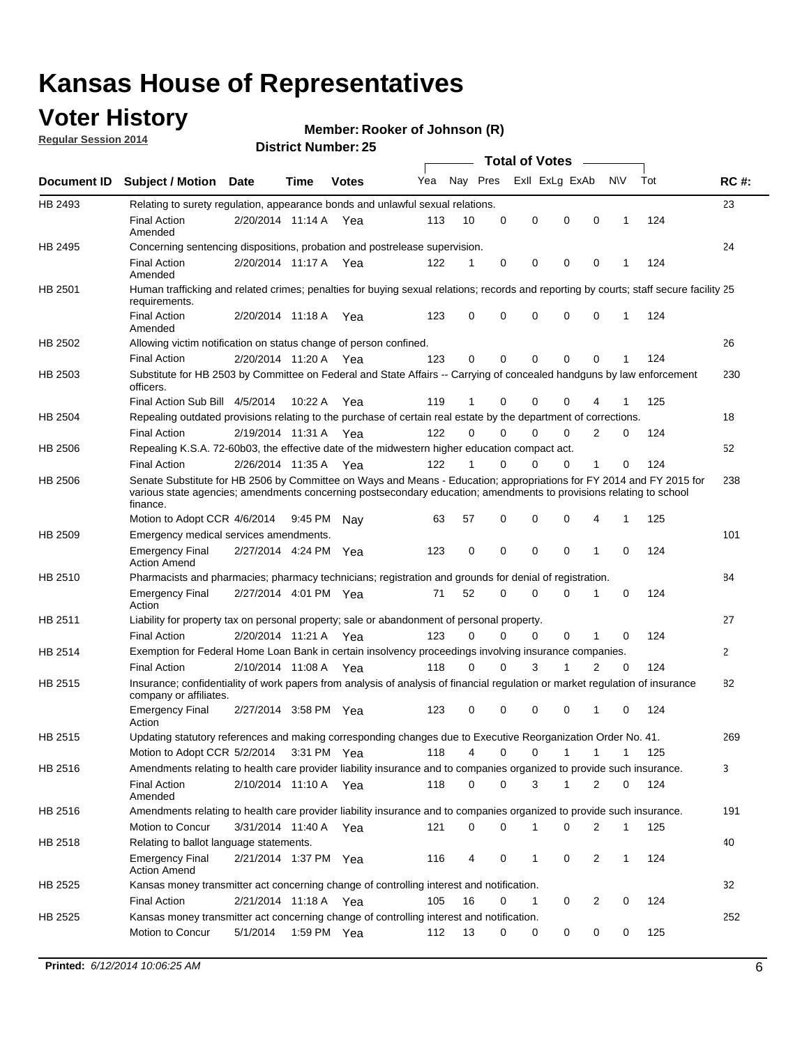# Kansas House of Representatives

## Voter History

**Regular Session 2014**

**Member: Rooker of Johnson (R)**

**District Number: 25**

| Document ID | Subject / Motion | Date | Time | Votes | Yea | Nay | Pres | ExII | ExLg | ExAb | N\V | Tot | RC #: |
|---|---|---|---|---|---|---|---|---|---|---|---|---|---|
| HB 2493 | Relating to surety regulation, appearance bonds and unlawful sexual relations. | | | | | | | | | | | | 23 |
| | Final Action Amended | 2/20/2014 | 11:14 A | Yea | 113 | 10 | 0 | 0 | 0 | 0 | 1 | 124 | |
| HB 2495 | Concerning sentencing dispositions, probation and postrelease supervision. | | | | | | | | | | | | 24 |
| | Final Action Amended | 2/20/2014 | 11:17 A | Yea | 122 | 1 | 0 | 0 | 0 | 0 | 1 | 124 | |
| HB 2501 | Human trafficking and related crimes; penalties for buying sexual relations; records and reporting by courts; staff secure facility requirements. | | | | | | | | | | | | 25 |
| | Final Action Amended | 2/20/2014 | 11:18 A | Yea | 123 | 0 | 0 | 0 | 0 | 0 | 1 | 124 | |
| HB 2502 | Allowing victim notification on status change of person confined. | | | | | | | | | | | | 26 |
| | Final Action | 2/20/2014 | 11:20 A | Yea | 123 | 0 | 0 | 0 | 0 | 0 | 1 | 124 | |
| HB 2503 | Substitute for HB 2503 by Committee on Federal and State Affairs -- Carrying of concealed handguns by law enforcement officers. | | | | | | | | | | | | 230 |
| | Final Action Sub Bill | 4/5/2014 | 10:22 A | Yea | 119 | 1 | 0 | 0 | 0 | 4 | 1 | 125 | |
| HB 2504 | Repealing outdated provisions relating to the purchase of certain real estate by the department of corrections. | | | | | | | | | | | | 18 |
| | Final Action | 2/19/2014 | 11:31 A | Yea | 122 | 0 | 0 | 0 | 0 | 2 | 0 | 124 | |
| HB 2506 | Repealing K.S.A. 72-60b03, the effective date of the midwestern higher education compact act. | | | | | | | | | | | | 52 |
| | Final Action | 2/26/2014 | 11:35 A | Yea | 122 | 1 | 0 | 0 | 0 | 1 | 0 | 124 | |
| HB 2506 | Senate Substitute for HB 2506 by Committee on Ways and Means - Education; appropriations for FY 2014 and FY 2015 for various state agencies; amendments concerning postsecondary education; amendments to provisions relating to school finance. | | | | | | | | | | | | 238 |
| | Motion to Adopt CCR | 4/6/2014 | 9:45 PM | Nay | 63 | 57 | 0 | 0 | 0 | 4 | 1 | 125 | |
| HB 2509 | Emergency medical services amendments. | | | | | | | | | | | | 101 |
| | Emergency Final Action Amend | 2/27/2014 | 4:24 PM | Yea | 123 | 0 | 0 | 0 | 0 | 1 | 0 | 124 | |
| HB 2510 | Pharmacists and pharmacies; pharmacy technicians; registration and grounds for denial of registration. | | | | | | | | | | | | 84 |
| | Emergency Final Action | 2/27/2014 | 4:01 PM | Yea | 71 | 52 | 0 | 0 | 0 | 1 | 0 | 124 | |
| HB 2511 | Liability for property tax on personal property; sale or abandonment of personal property. | | | | | | | | | | | | 27 |
| | Final Action | 2/20/2014 | 11:21 A | Yea | 123 | 0 | 0 | 0 | 0 | 1 | 0 | 124 | |
| HB 2514 | Exemption for Federal Home Loan Bank in certain insolvency proceedings involving insurance companies. | | | | | | | | | | | | 2 |
| | Final Action | 2/10/2014 | 11:08 A | Yea | 118 | 0 | 0 | 3 | 1 | 2 | 0 | 124 | |
| HB 2515 | Insurance; confidentiality of work papers from analysis of analysis of financial regulation or market regulation of insurance company or affiliates. | | | | | | | | | | | | 82 |
| | Emergency Final Action | 2/27/2014 | 3:58 PM | Yea | 123 | 0 | 0 | 0 | 0 | 1 | 0 | 124 | |
| HB 2515 | Updating statutory references and making corresponding changes due to Executive Reorganization Order No. 41. | | | | | | | | | | | | 269 |
| | Motion to Adopt CCR | 5/2/2014 | 3:31 PM | Yea | 118 | 4 | 0 | 0 | 1 | 1 | 1 | 125 | |
| HB 2516 | Amendments relating to health care provider liability insurance and to companies organized to provide such insurance. | | | | | | | | | | | | 3 |
| | Final Action Amended | 2/10/2014 | 11:10 A | Yea | 118 | 0 | 0 | 3 | 1 | 2 | 0 | 124 | |
| HB 2516 | Amendments relating to health care provider liability insurance and to companies organized to provide such insurance. | | | | | | | | | | | | 191 |
| | Motion to Concur | 3/31/2014 | 11:40 A | Yea | 121 | 0 | 0 | 1 | 0 | 2 | 1 | 125 | |
| HB 2518 | Relating to ballot language statements. | | | | | | | | | | | | 40 |
| | Emergency Final Action Amend | 2/21/2014 | 1:37 PM | Yea | 116 | 4 | 0 | 1 | 0 | 2 | 1 | 124 | |
| HB 2525 | Kansas money transmitter act concerning change of controlling interest and notification. | | | | | | | | | | | | 32 |
| | Final Action | 2/21/2014 | 11:18 A | Yea | 105 | 16 | 0 | 1 | 0 | 2 | 0 | 124 | |
| HB 2525 | Kansas money transmitter act concerning change of controlling interest and notification. | | | | | | | | | | | | 252 |
| | Motion to Concur | 5/1/2014 | 1:59 PM | Yea | 112 | 13 | 0 | 0 | 0 | 0 | 0 | 125 | |

**Printed:** *6/12/2014 10:06:25 AM*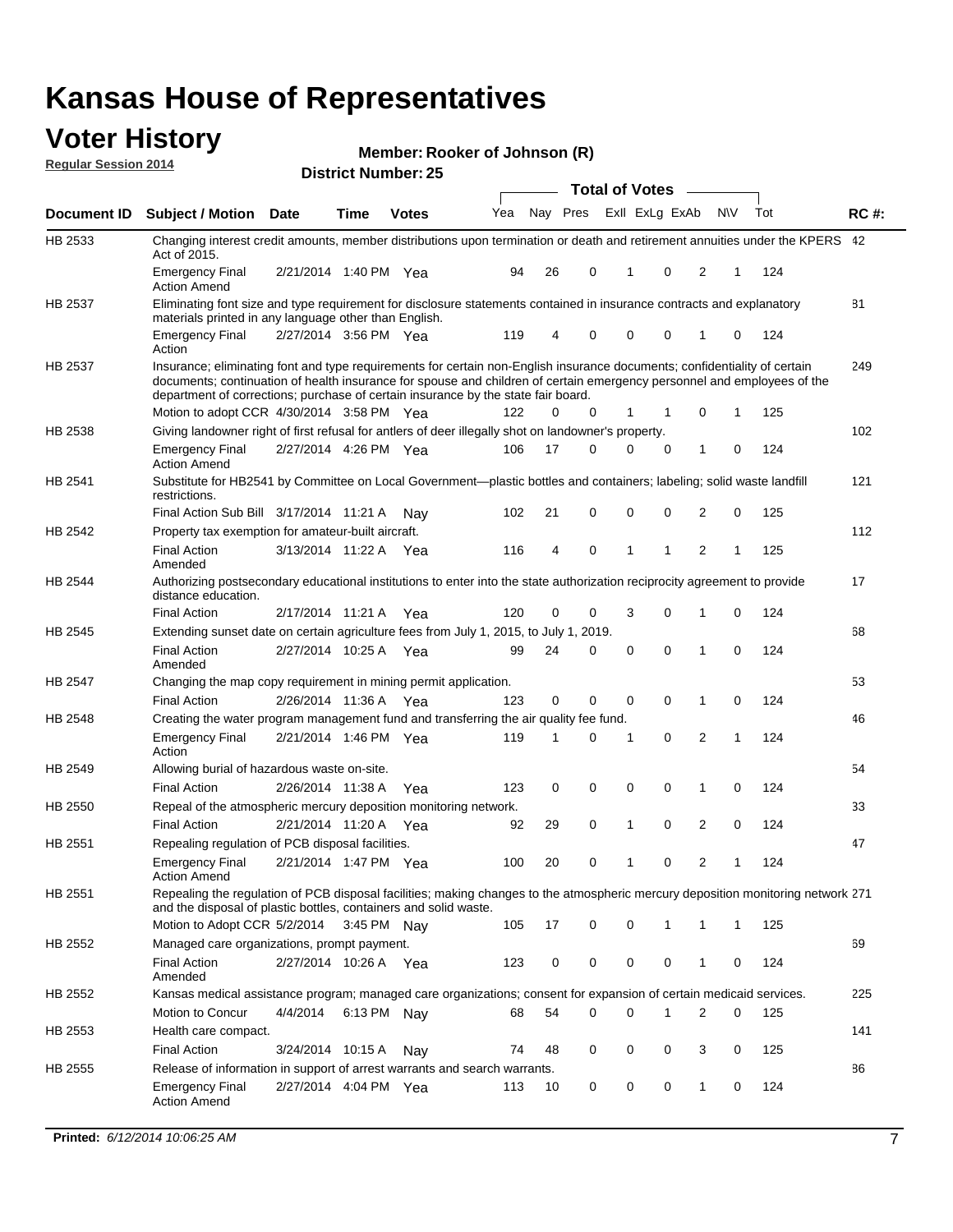# Kansas House of Representatives

## Voter History

**Regular Session 2014**

**Member: Rooker of Johnson (R)**

**District Number: 25**

| Document ID | Subject / Motion | Date | Time | Votes | Yea | Nay | Pres | ExII | ExLg | ExAb | N\V | Tot | RC #: |
|---|---|---|---|---|---|---|---|---|---|---|---|---|---|
| HB 2533 | Changing interest credit amounts, member distributions upon termination or death and retirement annuities under the KPERS Act of 2015. | | | | | | | | | | | | 42 |
| | Emergency Final Action Amend | 2/21/2014 | 1:40 PM | Yea | 94 | 26 | 0 | 1 | 0 | 2 | 1 | 124 | |
| HB 2537 | Eliminating font size and type requirement for disclosure statements contained in insurance contracts and explanatory materials printed in any language other than English. | | | | | | | | | | | | 81 |
| | Emergency Final Action | 2/27/2014 | 3:56 PM | Yea | 119 | 4 | 0 | 0 | 0 | 1 | 0 | 124 | |
| HB 2537 | Insurance; eliminating font and type requirements for certain non-English insurance documents; confidentiality of certain documents; continuation of health insurance for spouse and children of certain emergency personnel and employees of the department of corrections; purchase of certain insurance by the state fair board. | | | | | | | | | | | | 249 |
| | Motion to adopt CCR | 4/30/2014 | 3:58 PM | Yea | 122 | 0 | 0 | 1 | 1 | 0 | 1 | 125 | |
| HB 2538 | Giving landowner right of first refusal for antlers of deer illegally shot on landowner's property. | | | | | | | | | | | | 102 |
| | Emergency Final Action Amend | 2/27/2014 | 4:26 PM | Yea | 106 | 17 | 0 | 0 | 0 | 1 | 0 | 124 | |
| HB 2541 | Substitute for HB2541 by Committee on Local Government—plastic bottles and containers; labeling; solid waste landfill restrictions. | | | | | | | | | | | | 121 |
| | Final Action Sub Bill | 3/17/2014 | 11:21 A | Nay | 102 | 21 | 0 | 0 | 0 | 2 | 0 | 125 | |
| HB 2542 | Property tax exemption for amateur-built aircraft. | | | | | | | | | | | | 112 |
| | Final Action Amended | 3/13/2014 | 11:22 A | Yea | 116 | 4 | 0 | 1 | 1 | 2 | 1 | 125 | |
| HB 2544 | Authorizing postsecondary educational institutions to enter into the state authorization reciprocity agreement to provide distance education. | | | | | | | | | | | | 17 |
| | Final Action | 2/17/2014 | 11:21 A | Yea | 120 | 0 | 0 | 3 | 0 | 1 | 0 | 124 | |
| HB 2545 | Extending sunset date on certain agriculture fees from July 1, 2015, to July 1, 2019. | | | | | | | | | | | | 68 |
| | Final Action Amended | 2/27/2014 | 10:25 A | Yea | 99 | 24 | 0 | 0 | 0 | 1 | 0 | 124 | |
| HB 2547 | Changing the map copy requirement in mining permit application. | | | | | | | | | | | | 53 |
| | Final Action | 2/26/2014 | 11:36 A | Yea | 123 | 0 | 0 | 0 | 0 | 1 | 0 | 124 | |
| HB 2548 | Creating the water program management fund and transferring the air quality fee fund. | | | | | | | | | | | | 46 |
| | Emergency Final Action | 2/21/2014 | 1:46 PM | Yea | 119 | 1 | 0 | 1 | 0 | 2 | 1 | 124 | |
| HB 2549 | Allowing burial of hazardous waste on-site. | | | | | | | | | | | | 54 |
| | Final Action | 2/26/2014 | 11:38 A | Yea | 123 | 0 | 0 | 0 | 0 | 1 | 0 | 124 | |
| HB 2550 | Repeal of the atmospheric mercury deposition monitoring network. | | | | | | | | | | | | 33 |
| | Final Action | 2/21/2014 | 11:20 A | Yea | 92 | 29 | 0 | 1 | 0 | 2 | 0 | 124 | |
| HB 2551 | Repealing regulation of PCB disposal facilities. | | | | | | | | | | | | 47 |
| | Emergency Final Action Amend | 2/21/2014 | 1:47 PM | Yea | 100 | 20 | 0 | 1 | 0 | 2 | 1 | 124 | |
| HB 2551 | Repealing the regulation of PCB disposal facilities; making changes to the atmospheric mercury deposition monitoring network and the disposal of plastic bottles, containers and solid waste. | | | | | | | | | | | | 271 |
| | Motion to Adopt CCR | 5/2/2014 | 3:45 PM | Nay | 105 | 17 | 0 | 0 | 1 | 1 | 1 | 125 | |
| HB 2552 | Managed care organizations, prompt payment. | | | | | | | | | | | | 69 |
| | Final Action Amended | 2/27/2014 | 10:26 A | Yea | 123 | 0 | 0 | 0 | 0 | 1 | 0 | 124 | |
| HB 2552 | Kansas medical assistance program; managed care organizations; consent for expansion of certain medicaid services. | | | | | | | | | | | | 225 |
| | Motion to Concur | 4/4/2014 | 6:13 PM | Nay | 68 | 54 | 0 | 0 | 1 | 2 | 0 | 125 | |
| HB 2553 | Health care compact. | | | | | | | | | | | | 141 |
| | Final Action | 3/24/2014 | 10:15 A | Nay | 74 | 48 | 0 | 0 | 0 | 3 | 0 | 125 | |
| HB 2555 | Release of information in support of arrest warrants and search warrants. | | | | | | | | | | | | 86 |
| | Emergency Final Action Amend | 2/27/2014 | 4:04 PM | Yea | 113 | 10 | 0 | 0 | 0 | 1 | 0 | 124 | |

**Printed:** *6/12/2014 10:06:25 AM*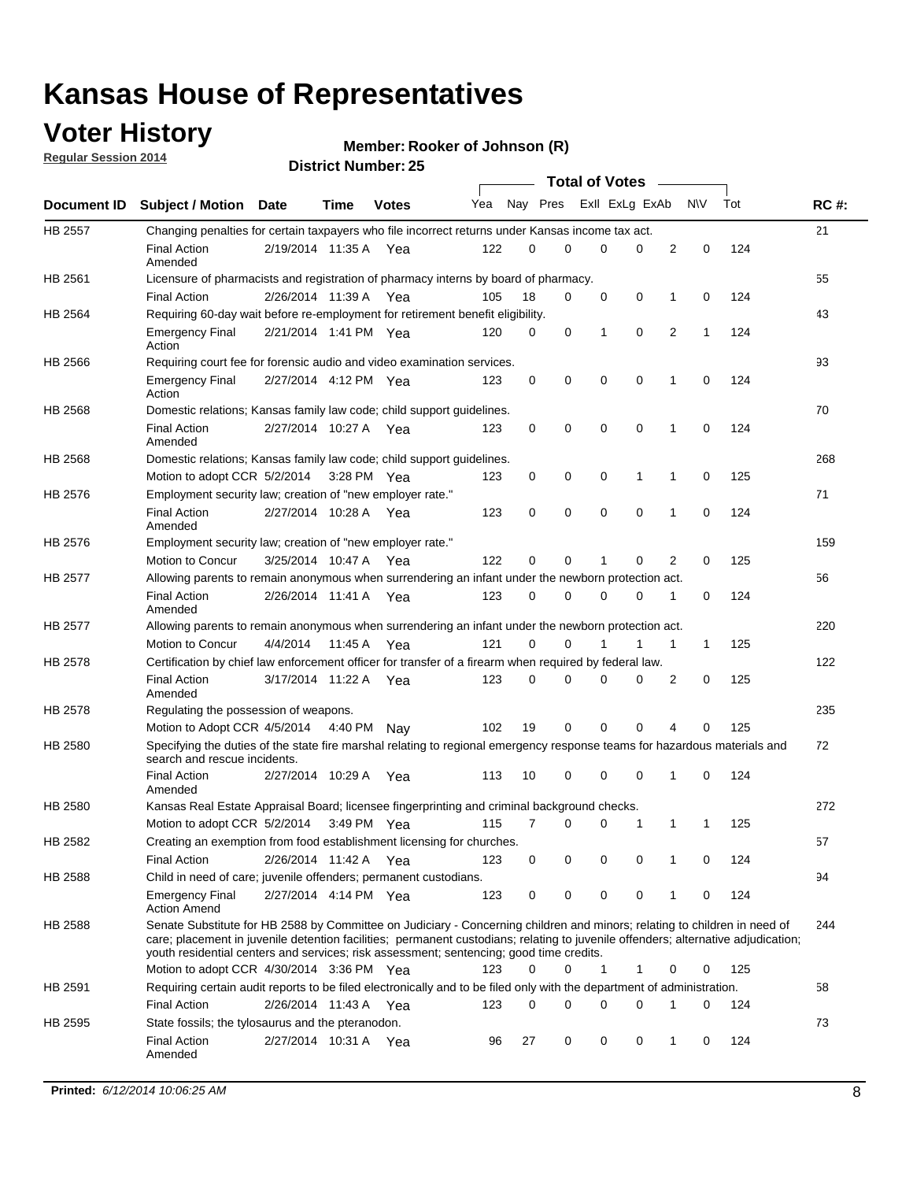# Kansas House of Representatives

## Voter History

**Regular Session 2014**

**Member: Rooker of Johnson (R)**

**District Number: 25**

| Document ID | Subject / Motion | Date | Time | Votes | Yea | Nay | Pres | ExII | ExLg | ExAb | N\V | Tot | RC #: |
|---|---|---|---|---|---|---|---|---|---|---|---|---|---|
| HB 2557 | Changing penalties for certain taxpayers who file incorrect returns under Kansas income tax act. | | | | | | | | | | | | 21 |
| | Final Action Amended | 2/19/2014 | 11:35 A | Yea | 122 | 0 | 0 | 0 | 0 | 2 | 0 | 124 | |
| HB 2561 | Licensure of pharmacists and registration of pharmacy interns by board of pharmacy. | | | | | | | | | | | | 55 |
| | Final Action | 2/26/2014 | 11:39 A | Yea | 105 | 18 | 0 | 0 | 0 | 1 | 0 | 124 | |
| HB 2564 | Requiring 60-day wait before re-employment for retirement benefit eligibility. | | | | | | | | | | | | 43 |
| | Emergency Final Action | 2/21/2014 | 1:41 PM | Yea | 120 | 0 | 0 | 1 | 0 | 2 | 1 | 124 | |
| HB 2566 | Requiring court fee for forensic audio and video examination services. | | | | | | | | | | | | 93 |
| | Emergency Final Action | 2/27/2014 | 4:12 PM | Yea | 123 | 0 | 0 | 0 | 0 | 1 | 0 | 124 | |
| HB 2568 | Domestic relations; Kansas family law code; child support guidelines. | | | | | | | | | | | | 70 |
| | Final Action Amended | 2/27/2014 | 10:27 A | Yea | 123 | 0 | 0 | 0 | 0 | 1 | 0 | 124 | |
| HB 2568 | Domestic relations; Kansas family law code; child support guidelines. | | | | | | | | | | | | 268 |
| | Motion to adopt CCR | 5/2/2014 | 3:28 PM | Yea | 123 | 0 | 0 | 0 | 1 | 1 | 0 | 125 | |
| HB 2576 | Employment security law; creation of "new employer rate." | | | | | | | | | | | | 71 |
| | Final Action Amended | 2/27/2014 | 10:28 A | Yea | 123 | 0 | 0 | 0 | 0 | 1 | 0 | 124 | |
| HB 2576 | Employment security law; creation of "new employer rate." | | | | | | | | | | | | 159 |
| | Motion to Concur | 3/25/2014 | 10:47 A | Yea | 122 | 0 | 0 | 1 | 0 | 2 | 0 | 125 | |
| HB 2577 | Allowing parents to remain anonymous when surrendering an infant under the newborn protection act. | | | | | | | | | | | | 56 |
| | Final Action Amended | 2/26/2014 | 11:41 A | Yea | 123 | 0 | 0 | 0 | 0 | 1 | 0 | 124 | |
| HB 2577 | Allowing parents to remain anonymous when surrendering an infant under the newborn protection act. | | | | | | | | | | | | 220 |
| | Motion to Concur | 4/4/2014 | 11:45 A | Yea | 121 | 0 | 0 | 1 | 1 | 1 | 1 | 125 | |
| HB 2578 | Certification by chief law enforcement officer for transfer of a firearm when required by federal law. | | | | | | | | | | | | 122 |
| | Final Action Amended | 3/17/2014 | 11:22 A | Yea | 123 | 0 | 0 | 0 | 0 | 2 | 0 | 125 | |
| HB 2578 | Regulating the possession of weapons. | | | | | | | | | | | | 235 |
| | Motion to Adopt CCR | 4/5/2014 | 4:40 PM | Nay | 102 | 19 | 0 | 0 | 0 | 4 | 0 | 125 | |
| HB 2580 | Specifying the duties of the state fire marshal relating to regional emergency response teams for hazardous materials and search and rescue incidents. | | | | | | | | | | | | 72 |
| | Final Action Amended | 2/27/2014 | 10:29 A | Yea | 113 | 10 | 0 | 0 | 0 | 1 | 0 | 124 | |
| HB 2580 | Kansas Real Estate Appraisal Board; licensee fingerprinting and criminal background checks. | | | | | | | | | | | | 272 |
| | Motion to adopt CCR | 5/2/2014 | 3:49 PM | Yea | 115 | 7 | 0 | 0 | 1 | 1 | 1 | 125 | |
| HB 2582 | Creating an exemption from food establishment licensing for churches. | | | | | | | | | | | | 57 |
| | Final Action | 2/26/2014 | 11:42 A | Yea | 123 | 0 | 0 | 0 | 0 | 1 | 0 | 124 | |
| HB 2588 | Child in need of care; juvenile offenders; permanent custodians. | | | | | | | | | | | | 94 |
| | Emergency Final Action Amend | 2/27/2014 | 4:14 PM | Yea | 123 | 0 | 0 | 0 | 0 | 1 | 0 | 124 | |
| HB 2588 | Senate Substitute for HB 2588 by Committee on Judiciary - Concerning children and minors; relating to children in need of care; placement in juvenile detention facilities; permanent custodians; relating to juvenile offenders; alternative adjudication; youth residential centers and services; risk assessment; sentencing; good time credits. | | | | | | | | | | | | 244 |
| | Motion to adopt CCR | 4/30/2014 | 3:36 PM | Yea | 123 | 0 | 0 | 1 | 1 | 0 | 0 | 125 | |
| HB 2591 | Requiring certain audit reports to be filed electronically and to be filed only with the department of administration. | | | | | | | | | | | | 58 |
| | Final Action | 2/26/2014 | 11:43 A | Yea | 123 | 0 | 0 | 0 | 0 | 1 | 0 | 124 | |
| HB 2595 | State fossils; the tylosaurus and the pteranodon. | | | | | | | | | | | | 73 |
| | Final Action Amended | 2/27/2014 | 10:31 A | Yea | 96 | 27 | 0 | 0 | 0 | 1 | 0 | 124 | |

**Printed:** *6/12/2014 10:06:25 AM*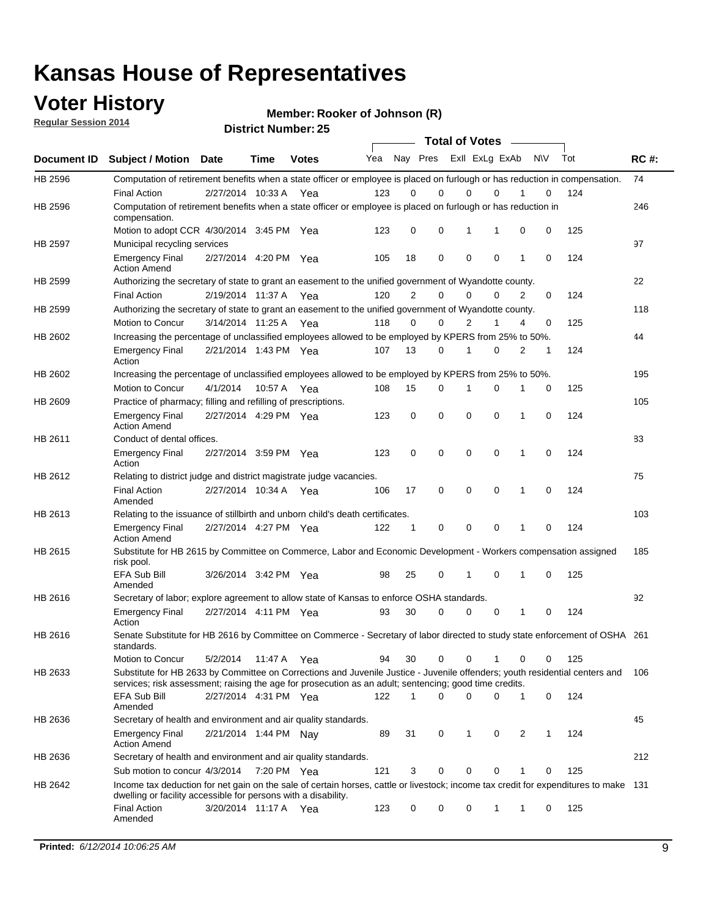# Kansas House of Representatives

## Voter History

**Regular Session 2014**

**Member: Rooker of Johnson (R)**

**District Number: 25**

| Document ID | Subject / Motion | Date | Time | Votes | Yea | Nay | Pres | ExlI | ExLg | ExAb | N\V | Tot | RC #: |
|---|---|---|---|---|---|---|---|---|---|---|---|---|---|
| HB 2596 | Computation of retirement benefits when a state officer or employee is placed on furlough or has reduction in compensation. | | | | | | | | | | | | 74 |
| | Final Action | 2/27/2014 | 10:33 A | Yea | 123 | 0 | 0 | 0 | 0 | 1 | 0 | 124 | |
| HB 2596 | Computation of retirement benefits when a state officer or employee is placed on furlough or has reduction in compensation. | | | | | | | | | | | | 246 |
| | Motion to adopt CCR | 4/30/2014 | 3:45 PM | Yea | 123 | 0 | 0 | 1 | 1 | 0 | 0 | 125 | |
| HB 2597 | Municipal recycling services | | | | | | | | | | | | 97 |
| | Emergency Final Action Amend | 2/27/2014 | 4:20 PM | Yea | 105 | 18 | 0 | 0 | 0 | 1 | 0 | 124 | |
| HB 2599 | Authorizing the secretary of state to grant an easement to the unified government of Wyandotte county. | | | | | | | | | | | | 22 |
| | Final Action | 2/19/2014 | 11:37 A | Yea | 120 | 2 | 0 | 0 | 0 | 2 | 0 | 124 | |
| HB 2599 | Authorizing the secretary of state to grant an easement to the unified government of Wyandotte county. | | | | | | | | | | | | 118 |
| | Motion to Concur | 3/14/2014 | 11:25 A | Yea | 118 | 0 | 0 | 2 | 1 | 4 | 0 | 125 | |
| HB 2602 | Increasing the percentage of unclassified employees allowed to be employed by KPERS from 25% to 50%. | | | | | | | | | | | | 44 |
| | Emergency Final Action | 2/21/2014 | 1:43 PM | Yea | 107 | 13 | 0 | 1 | 0 | 2 | 1 | 124 | |
| HB 2602 | Increasing the percentage of unclassified employees allowed to be employed by KPERS from 25% to 50%. | | | | | | | | | | | | 195 |
| | Motion to Concur | 4/1/2014 | 10:57 A | Yea | 108 | 15 | 0 | 1 | 0 | 1 | 0 | 125 | |
| HB 2609 | Practice of pharmacy; filling and refilling of prescriptions. | | | | | | | | | | | | 105 |
| | Emergency Final Action Amend | 2/27/2014 | 4:29 PM | Yea | 123 | 0 | 0 | 0 | 0 | 1 | 0 | 124 | |
| HB 2611 | Conduct of dental offices. | | | | | | | | | | | | 83 |
| | Emergency Final Action | 2/27/2014 | 3:59 PM | Yea | 123 | 0 | 0 | 0 | 0 | 1 | 0 | 124 | |
| HB 2612 | Relating to district judge and district magistrate judge vacancies. | | | | | | | | | | | | 75 |
| | Final Action Amended | 2/27/2014 | 10:34 A | Yea | 106 | 17 | 0 | 0 | 0 | 1 | 0 | 124 | |
| HB 2613 | Relating to the issuance of stillbirth and unborn child's death certificates. | | | | | | | | | | | | 103 |
| | Emergency Final Action Amend | 2/27/2014 | 4:27 PM | Yea | 122 | 1 | 0 | 0 | 0 | 1 | 0 | 124 | |
| HB 2615 | Substitute for HB 2615 by Committee on Commerce, Labor and Economic Development - Workers compensation assigned risk pool. | | | | | | | | | | | | 185 |
| | EFA Sub Bill Amended | 3/26/2014 | 3:42 PM | Yea | 98 | 25 | 0 | 1 | 0 | 1 | 0 | 125 | |
| HB 2616 | Secretary of labor; explore agreement to allow state of Kansas to enforce OSHA standards. | | | | | | | | | | | | 92 |
| | Emergency Final Action | 2/27/2014 | 4:11 PM | Yea | 93 | 30 | 0 | 0 | 0 | 1 | 0 | 124 | |
| HB 2616 | Senate Substitute for HB 2616 by Committee on Commerce - Secretary of labor directed to study state enforcement of OSHA standards. | | | | | | | | | | | | 261 |
| | Motion to Concur | 5/2/2014 | 11:47 A | Yea | 94 | 30 | 0 | 0 | 1 | 0 | 0 | 125 | |
| HB 2633 | Substitute for HB 2633 by Committee on Corrections and Juvenile Justice - Juvenile offenders; youth residential centers and services; risk assessment; raising the age for prosecution as an adult; sentencing; good time credits. | | | | | | | | | | | | 106 |
| | EFA Sub Bill Amended | 2/27/2014 | 4:31 PM | Yea | 122 | 1 | 0 | 0 | 0 | 1 | 0 | 124 | |
| HB 2636 | Secretary of health and environment and air quality standards. | | | | | | | | | | | | 45 |
| | Emergency Final Action Amend | 2/21/2014 | 1:44 PM | Nay | 89 | 31 | 0 | 1 | 0 | 2 | 1 | 124 | |
| HB 2636 | Secretary of health and environment and air quality standards. | | | | | | | | | | | | 212 |
| | Sub motion to concur | 4/3/2014 | 7:20 PM | Yea | 121 | 3 | 0 | 0 | 0 | 1 | 0 | 125 | |
| HB 2642 | Income tax deduction for net gain on the sale of certain horses, cattle or livestock; income tax credit for expenditures to make dwelling or facility accessible for persons with a disability. | | | | | | | | | | | | 131 |
| | Final Action Amended | 3/20/2014 | 11:17 A | Yea | 123 | 0 | 0 | 0 | 1 | 1 | 0 | 125 | |

**Printed:** *6/12/2014 10:06:25 AM*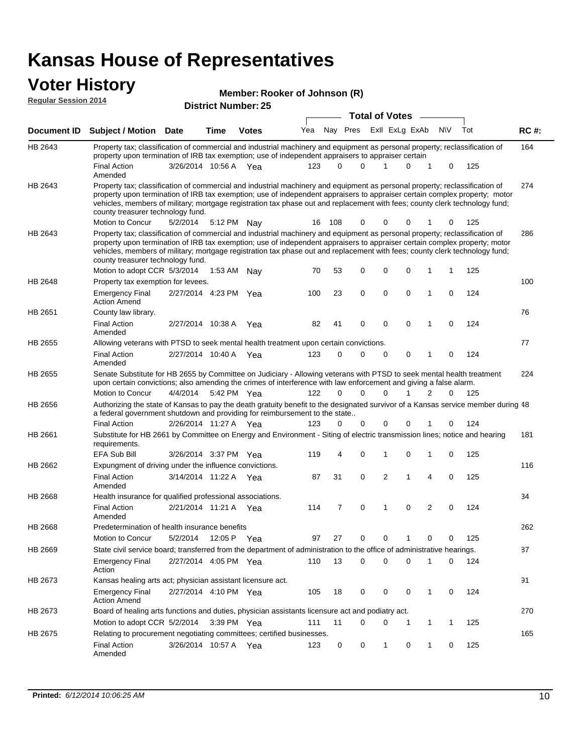# Kansas House of Representatives

## Voter History

**Regular Session 2014**

**Member: Rooker of Johnson (R)**

**District Number: 25**

| Document ID | Subject / Motion | Date | Time | Votes | Yea | Nay | Pres | ExII | ExLg | ExAb | N\V | Tot | RC #: |
|---|---|---|---|---|---|---|---|---|---|---|---|---|---|
| HB 2643 | Property tax; classification of commercial and industrial machinery and equipment as personal property; reclassification of property upon termination of IRB tax exemption; use of independent appraisers to appraiser certain | | | | | | | | | | | | 164 |
| | Final Action Amended | 3/26/2014 | 10:56 A | Yea | 123 | 0 | 0 | 1 | 0 | 1 | 0 | 125 | |
| HB 2643 | Property tax; classification of commercial and industrial machinery and equipment as personal property; reclassification of property upon termination of IRB tax exemption; use of independent appraisers to appraiser certain complex property; motor vehicles, members of military; mortgage registration tax phase out and replacement with fees; county clerk technology fund; county treasurer technology fund. | | | | | | | | | | | | 274 |
| | Motion to Concur | 5/2/2014 | 5:12 PM | Nay | 16 | 108 | 0 | 0 | 0 | 1 | 0 | 125 | |
| HB 2643 | Property tax; classification of commercial and industrial machinery and equipment as personal property; reclassification of property upon termination of IRB tax exemption; use of independent appraisers to appraiser certain complex property; motor vehicles, members of military; mortgage registration tax phase out and replacement with fees; county clerk technology fund; county treasurer technology fund. | | | | | | | | | | | | 286 |
| | Motion to adopt CCR | 5/3/2014 | 1:53 AM | Nay | 70 | 53 | 0 | 0 | 0 | 1 | 1 | 125 | |
| HB 2648 | Property tax exemption for levees. | | | | | | | | | | | | 100 |
| | Emergency Final Action Amend | 2/27/2014 | 4:23 PM | Yea | 100 | 23 | 0 | 0 | 0 | 1 | 0 | 124 | |
| HB 2651 | County law library. | | | | | | | | | | | | 76 |
| | Final Action Amended | 2/27/2014 | 10:38 A | Yea | 82 | 41 | 0 | 0 | 0 | 1 | 0 | 124 | |
| HB 2655 | Allowing veterans with PTSD to seek mental health treatment upon certain convictions. | | | | | | | | | | | | 77 |
| | Final Action Amended | 2/27/2014 | 10:40 A | Yea | 123 | 0 | 0 | 0 | 0 | 1 | 0 | 124 | |
| HB 2655 | Senate Substitute for HB 2655 by Committee on Judiciary - Allowing veterans with PTSD to seek mental health treatment upon certain convictions; also amending the crimes of interference with law enforcement and giving a false alarm. | | | | | | | | | | | | 224 |
| | Motion to Concur | 4/4/2014 | 5:42 PM | Yea | 122 | 0 | 0 | 0 | 1 | 2 | 0 | 125 | |
| HB 2656 | Authorizing the state of Kansas to pay the death gratuity benefit to the designated survivor of a Kansas service member during a federal government shutdown and providing for reimbursement to the state.. | | | | | | | | | | | | 48 |
| | Final Action | 2/26/2014 | 11:27 A | Yea | 123 | 0 | 0 | 0 | 0 | 1 | 0 | 124 | |
| HB 2661 | Substitute for HB 2661 by Committee on Energy and Environment - Siting of electric transmission lines; notice and hearing requirements. | | | | | | | | | | | | 181 |
| | EFA Sub Bill | 3/26/2014 | 3:37 PM | Yea | 119 | 4 | 0 | 1 | 0 | 1 | 0 | 125 | |
| HB 2662 | Expungment of driving under the influence convictions. | | | | | | | | | | | | 116 |
| | Final Action Amended | 3/14/2014 | 11:22 A | Yea | 87 | 31 | 0 | 2 | 1 | 4 | 0 | 125 | |
| HB 2668 | Health insurance for qualified professional associations. | | | | | | | | | | | | 34 |
| | Final Action Amended | 2/21/2014 | 11:21 A | Yea | 114 | 7 | 0 | 1 | 0 | 2 | 0 | 124 | |
| HB 2668 | Predetermination of health insurance benefits | | | | | | | | | | | | 262 |
| | Motion to Concur | 5/2/2014 | 12:05 P | Yea | 97 | 27 | 0 | 0 | 1 | 0 | 0 | 125 | |
| HB 2669 | State civil service board; transferred from the department of administration to the office of administrative hearings. | | | | | | | | | | | | 87 |
| | Emergency Final Action | 2/27/2014 | 4:05 PM | Yea | 110 | 13 | 0 | 0 | 0 | 1 | 0 | 124 | |
| HB 2673 | Kansas healing arts act; physician assistant licensure act. | | | | | | | | | | | | 91 |
| | Emergency Final Action Amend | 2/27/2014 | 4:10 PM | Yea | 105 | 18 | 0 | 0 | 0 | 1 | 0 | 124 | |
| HB 2673 | Board of healing arts functions and duties, physician assistants licensure act and podiatry act. | | | | | | | | | | | | 270 |
| | Motion to adopt CCR | 5/2/2014 | 3:39 PM | Yea | 111 | 11 | 0 | 0 | 1 | 1 | 1 | 125 | |
| HB 2675 | Relating to procurement negotiating committees; certified businesses. | | | | | | | | | | | | 165 |
| | Final Action Amended | 3/26/2014 | 10:57 A | Yea | 123 | 0 | 0 | 1 | 0 | 1 | 0 | 125 | |

**Printed:** *6/12/2014 10:06:25 AM*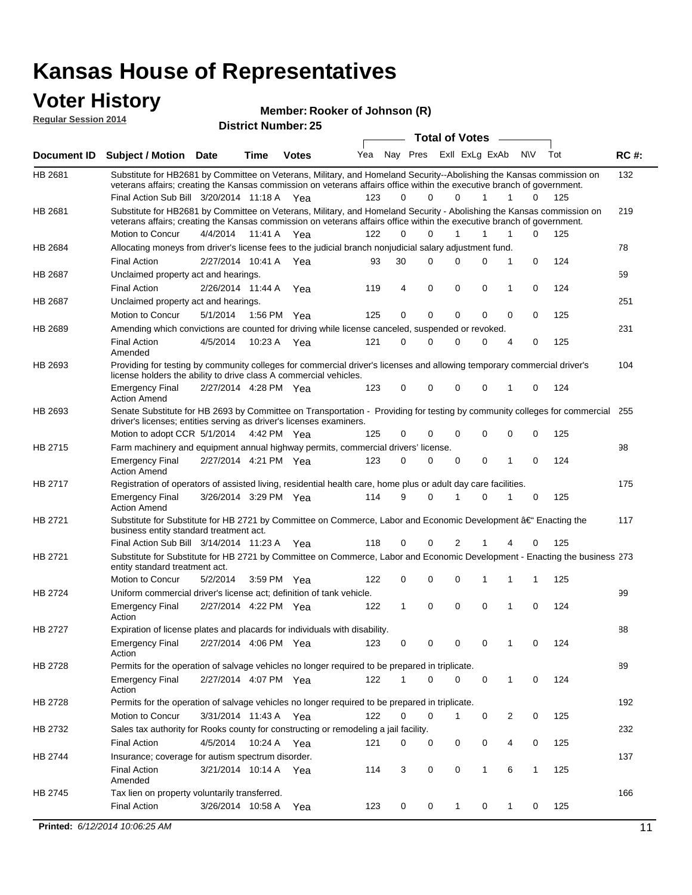# Kansas House of Representatives

## Voter History

**Regular Session 2014**

**Member: Rooker of Johnson (R)**

**District Number: 25**

| Document ID | Subject / Motion | Date | Time | Votes | Yea | Nay | Pres | ExII | ExLg | ExAb | N\V | Tot | RC #: |
|---|---|---|---|---|---|---|---|---|---|---|---|---|---|
| HB 2681 | Substitute for HB2681 by Committee on Veterans, Military, and Homeland Security--Abolishing the Kansas commission on veterans affairs; creating the Kansas commission on veterans affairs office within the executive branch of government. | | | | | | | | | | | | 132 |
| | Final Action Sub Bill | 3/20/2014 | 11:18 A | Yea | 123 | 0 | 0 | 0 | 1 | 1 | 0 | 125 | |
| HB 2681 | Substitute for HB2681 by Committee on Veterans, Military, and Homeland Security - Abolishing the Kansas commission on veterans affairs; creating the Kansas commission on veterans affairs office within the executive branch of government. | | | | | | | | | | | | 219 |
| | Motion to Concur | 4/4/2014 | 11:41 A | Yea | 122 | 0 | 0 | 1 | 1 | 1 | 0 | 125 | |
| HB 2684 | Allocating moneys from driver's license fees to the judicial branch nonjudicial salary adjustment fund. | | | | | | | | | | | | 78 |
| | Final Action | 2/27/2014 | 10:41 A | Yea | 93 | 30 | 0 | 0 | 0 | 1 | 0 | 124 | |
| HB 2687 | Unclaimed property act and hearings. | | | | | | | | | | | | 59 |
| | Final Action | 2/26/2014 | 11:44 A | Yea | 119 | 4 | 0 | 0 | 0 | 1 | 0 | 124 | |
| HB 2687 | Unclaimed property act and hearings. | | | | | | | | | | | | 251 |
| | Motion to Concur | 5/1/2014 | 1:56 PM | Yea | 125 | 0 | 0 | 0 | 0 | 0 | 0 | 125 | |
| HB 2689 | Amending which convictions are counted for driving while license canceled, suspended or revoked. | | | | | | | | | | | | 231 |
| | Final Action Amended | 4/5/2014 | 10:23 A | Yea | 121 | 0 | 0 | 0 | 0 | 4 | 0 | 125 | |
| HB 2693 | Providing for testing by community colleges for commercial driver's licenses and allowing temporary commercial driver's license holders the ability to drive class A commercial vehicles. | | | | | | | | | | | | 104 |
| | Emergency Final Action Amend | 2/27/2014 | 4:28 PM | Yea | 123 | 0 | 0 | 0 | 0 | 1 | 0 | 124 | |
| HB 2693 | Senate Substitute for HB 2693 by Committee on Transportation - Providing for testing by community colleges for commercial driver's licenses; entities serving as driver's licenses examiners. | | | | | | | | | | | | 255 |
| | Motion to adopt CCR | 5/1/2014 | 4:42 PM | Yea | 125 | 0 | 0 | 0 | 0 | 0 | 0 | 125 | |
| HB 2715 | Farm machinery and equipment annual highway permits, commercial drivers' license. | | | | | | | | | | | | 98 |
| | Emergency Final Action Amend | 2/27/2014 | 4:21 PM | Yea | 123 | 0 | 0 | 0 | 0 | 1 | 0 | 124 | |
| HB 2717 | Registration of operators of assisted living, residential health care, home plus or adult day care facilities. | | | | | | | | | | | | 175 |
| | Emergency Final Action Amend | 3/26/2014 | 3:29 PM | Yea | 114 | 9 | 0 | 1 | 0 | 1 | 0 | 125 | |
| HB 2721 | Substitute for Substitute for HB 2721 by Committee on Commerce, Labor and Economic Development â€" Enacting the business entity standard treatment act. | | | | | | | | | | | | 117 |
| | Final Action Sub Bill | 3/14/2014 | 11:23 A | Yea | 118 | 0 | 0 | 2 | 1 | 4 | 0 | 125 | |
| HB 2721 | Substitute for Substitute for HB 2721 by Committee on Commerce, Labor and Economic Development - Enacting the business entity standard treatment act. | | | | | | | | | | | | 273 |
| | Motion to Concur | 5/2/2014 | 3:59 PM | Yea | 122 | 0 | 0 | 0 | 1 | 1 | 1 | 125 | |
| HB 2724 | Uniform commercial driver's license act; definition of tank vehicle. | | | | | | | | | | | | 99 |
| | Emergency Final Action | 2/27/2014 | 4:22 PM | Yea | 122 | 1 | 0 | 0 | 0 | 1 | 0 | 124 | |
| HB 2727 | Expiration of license plates and placards for individuals with disability. | | | | | | | | | | | | 88 |
| | Emergency Final Action | 2/27/2014 | 4:06 PM | Yea | 123 | 0 | 0 | 0 | 0 | 1 | 0 | 124 | |
| HB 2728 | Permits for the operation of salvage vehicles no longer required to be prepared in triplicate. | | | | | | | | | | | | 89 |
| | Emergency Final Action | 2/27/2014 | 4:07 PM | Yea | 122 | 1 | 0 | 0 | 0 | 1 | 0 | 124 | |
| HB 2728 | Permits for the operation of salvage vehicles no longer required to be prepared in triplicate. | | | | | | | | | | | | 192 |
| | Motion to Concur | 3/31/2014 | 11:43 A | Yea | 122 | 0 | 0 | 1 | 0 | 2 | 0 | 125 | |
| HB 2732 | Sales tax authority for Rooks county for constructing or remodeling a jail facility. | | | | | | | | | | | | 232 |
| | Final Action | 4/5/2014 | 10:24 A | Yea | 121 | 0 | 0 | 0 | 0 | 4 | 0 | 125 | |
| HB 2744 | Insurance; coverage for autism spectrum disorder. | | | | | | | | | | | | 137 |
| | Final Action Amended | 3/21/2014 | 10:14 A | Yea | 114 | 3 | 0 | 0 | 1 | 6 | 1 | 125 | |
| HB 2745 | Tax lien on property voluntarily transferred. | | | | | | | | | | | | 166 |
| | Final Action | 3/26/2014 | 10:58 A | Yea | 123 | 0 | 0 | 1 | 0 | 1 | 0 | 125 | |

**Printed:** *6/12/2014 10:06:25 AM*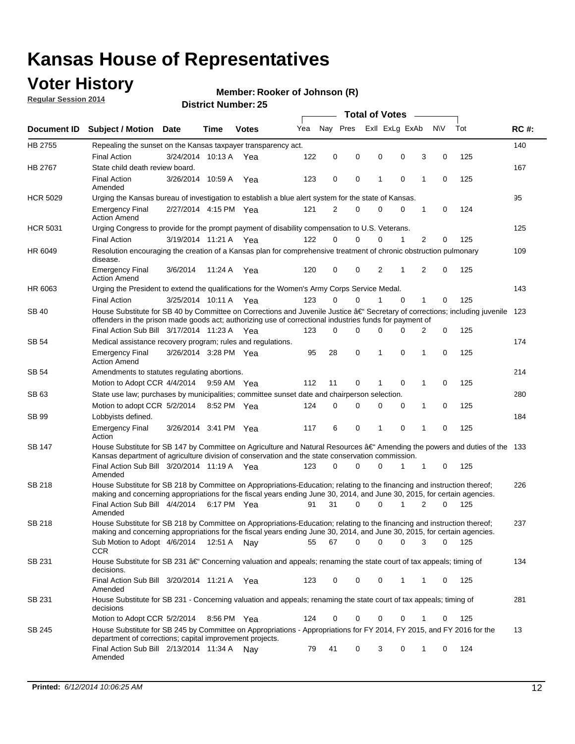# Kansas House of Representatives

## Voter History

**Regular Session 2014**

**Member: Rooker of Johnson (R)**

**District Number: 25**

| Document ID | Subject / Motion | Date | Time | Votes | Yea | Nay | Pres | ExII | ExLg | ExAb | N\V | Tot | RC #: |
|---|---|---|---|---|---|---|---|---|---|---|---|---|---|
| HB 2755 | Repealing the sunset on the Kansas taxpayer transparency act. | | | | | | | | | | | | 140 |
| | Final Action | 3/24/2014 | 10:13 A | Yea | 122 | 0 | 0 | 0 | 0 | 3 | 0 | 125 | |
| HB 2767 | State child death review board. | | | | | | | | | | | | 167 |
| | Final Action Amended | 3/26/2014 | 10:59 A | Yea | 123 | 0 | 0 | 1 | 0 | 1 | 0 | 125 | |
| HCR 5029 | Urging the Kansas bureau of investigation to establish a blue alert system for the state of Kansas. | | | | | | | | | | | | 95 |
| | Emergency Final Action Amend | 2/27/2014 | 4:15 PM | Yea | 121 | 2 | 0 | 0 | 0 | 1 | 0 | 124 | |
| HCR 5031 | Urging Congress to provide for the prompt payment of disability compensation to U.S. Veterans. | | | | | | | | | | | | 125 |
| | Final Action | 3/19/2014 | 11:21 A | Yea | 122 | 0 | 0 | 0 | 1 | 2 | 0 | 125 | |
| HR 6049 | Resolution encouraging the creation of a Kansas plan for comprehensive treatment of chronic obstruction pulmonary disease. | | | | | | | | | | | | 109 |
| | Emergency Final Action Amend | 3/6/2014 | 11:24 A | Yea | 120 | 0 | 0 | 2 | 1 | 2 | 0 | 125 | |
| HR 6063 | Urging the President to extend the qualifications for the Women's Army Corps Service Medal. | | | | | | | | | | | | 143 |
| | Final Action | 3/25/2014 | 10:11 A | Yea | 123 | 0 | 0 | 1 | 0 | 1 | 0 | 125 | |
| SB 40 | House Substitute for SB 40 by Committee on Corrections and Juvenile Justice â€" Secretary of corrections; including juvenile offenders in the prison made goods act; authorizing use of correctional industries funds for payment of | | | | | | | | | | | | 123 |
| | Final Action Sub Bill | 3/17/2014 | 11:23 A | Yea | 123 | 0 | 0 | 0 | 0 | 2 | 0 | 125 | |
| SB 54 | Medical assistance recovery program; rules and regulations. | | | | | | | | | | | | 174 |
| | Emergency Final Action Amend | 3/26/2014 | 3:28 PM | Yea | 95 | 28 | 0 | 1 | 0 | 1 | 0 | 125 | |
| SB 54 | Amendments to statutes regulating abortions. | | | | | | | | | | | | 214 |
| | Motion to Adopt CCR | 4/4/2014 | 9:59 AM | Yea | 112 | 11 | 0 | 1 | 0 | 1 | 0 | 125 | |
| SB 63 | State use law; purchases by municipalities; committee sunset date and chairperson selection. | | | | | | | | | | | | 280 |
| | Motion to adopt CCR | 5/2/2014 | 8:52 PM | Yea | 124 | 0 | 0 | 0 | 0 | 1 | 0 | 125 | |
| SB 99 | Lobbyists defined. | | | | | | | | | | | | 184 |
| | Emergency Final Action | 3/26/2014 | 3:41 PM | Yea | 117 | 6 | 0 | 1 | 0 | 1 | 0 | 125 | |
| SB 147 | House Substitute for SB 147 by Committee on Agriculture and Natural Resources â€" Amending the powers and duties of the Kansas department of agriculture division of conservation and the state conservation commission. | | | | | | | | | | | | 133 |
| | Final Action Sub Bill Amended | 3/20/2014 | 11:19 A | Yea | 123 | 0 | 0 | 0 | 1 | 1 | 0 | 125 | |
| SB 218 | House Substitute for SB 218 by Committee on Appropriations-Education; relating to the financing and instruction thereof; making and concerning appropriations for the fiscal years ending June 30, 2014, and June 30, 2015, for certain agencies. | | | | | | | | | | | | 226 |
| | Final Action Sub Bill Amended | 4/4/2014 | 6:17 PM | Yea | 91 | 31 | 0 | 0 | 1 | 2 | 0 | 125 | |
| SB 218 | House Substitute for SB 218 by Committee on Appropriations-Education; relating to the financing and instruction thereof; making and concerning appropriations for the fiscal years ending June 30, 2014, and June 30, 2015, for certain agencies. | | | | | | | | | | | | 237 |
| | Sub Motion to Adopt CCR | 4/6/2014 | 12:51 A | Nay | 55 | 67 | 0 | 0 | 0 | 3 | 0 | 125 | |
| SB 231 | House Substitute for SB 231 â€" Concerning valuation and appeals; renaming the state court of tax appeals; timing of decisions. | | | | | | | | | | | | 134 |
| | Final Action Sub Bill Amended | 3/20/2014 | 11:21 A | Yea | 123 | 0 | 0 | 0 | 1 | 1 | 0 | 125 | |
| SB 231 | House Substitute for SB 231 - Concerning valuation and appeals; renaming the state court of tax appeals; timing of decisions | | | | | | | | | | | | 281 |
| | Motion to Adopt CCR | 5/2/2014 | 8:56 PM | Yea | 124 | 0 | 0 | 0 | 0 | 1 | 0 | 125 | |
| SB 245 | House Substitute for SB 245 by Committee on Appropriations - Appropriations for FY 2014, FY 2015, and FY 2016 for the department of corrections; capital improvement projects. | | | | | | | | | | | | 13 |
| | Final Action Sub Bill Amended | 2/13/2014 | 11:34 A | Nay | 79 | 41 | 0 | 3 | 0 | 1 | 0 | 124 | |

**Printed:** *6/12/2014 10:06:25 AM*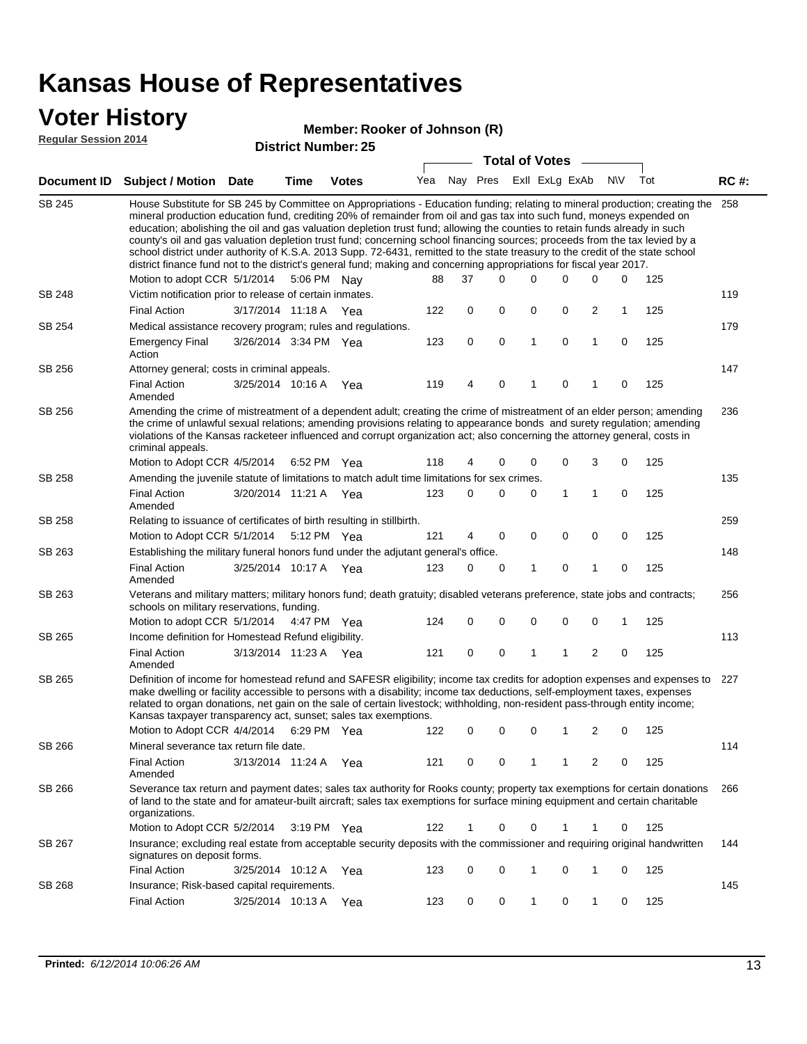# Kansas House of Representatives

## Voter History

**Regular Session 2014**

**Member: Rooker of Johnson (R)**

**District Number: 25**

| Document ID | Subject / Motion | Date | Time | Votes | Yea | Nay | Pres | ExII | ExLg | ExAb | N\V | Tot | RC #: |
|---|---|---|---|---|---|---|---|---|---|---|---|---|---|
| SB 245 | House Substitute for SB 245 by Committee on Appropriations - Education funding; relating to mineral production; creating the mineral production education fund, crediting 20% of remainder from oil and gas tax into such fund, moneys expended on education; abolishing the oil and gas valuation depletion trust fund; allowing the counties to retain funds already in such county's oil and gas valuation depletion trust fund; concerning school financing sources; proceeds from the tax levied by a school district under authority of K.S.A. 2013 Supp. 72-6431, remitted to the state treasury to the credit of the state school district finance fund not to the district's general fund; making and concerning appropriations for fiscal year 2017. | | | | | | | | | | | | 258 |
| | Motion to adopt CCR | 5/1/2014 | 5:06 PM | Nay | 88 | 37 | 0 | 0 | 0 | 0 | 0 | 125 | |
| SB 248 | Victim notification prior to release of certain inmates. | | | | | | | | | | | | 119 |
| | Final Action | 3/17/2014 | 11:18 A | Yea | 122 | 0 | 0 | 0 | 0 | 2 | 1 | 125 | |
| SB 254 | Medical assistance recovery program; rules and regulations. | | | | | | | | | | | | 179 |
| | Emergency Final Action | 3/26/2014 | 3:34 PM | Yea | 123 | 0 | 0 | 1 | 0 | 1 | 0 | 125 | |
| SB 256 | Attorney general; costs in criminal appeals. | | | | | | | | | | | | 147 |
| | Final Action Amended | 3/25/2014 | 10:16 A | Yea | 119 | 4 | 0 | 1 | 0 | 1 | 0 | 125 | |
| SB 256 | Amending the crime of mistreatment of a dependent adult; creating the crime of mistreatment of an elder person; amending the crime of unlawful sexual relations; amending provisions relating to appearance bonds and surety regulation; amending violations of the Kansas racketeer influenced and corrupt organization act; also concerning the attorney general, costs in criminal appeals. | | | | | | | | | | | | 236 |
| | Motion to Adopt CCR | 4/5/2014 | 6:52 PM | Yea | 118 | 4 | 0 | 0 | 0 | 3 | 0 | 125 | |
| SB 258 | Amending the juvenile statute of limitations to match adult time limitations for sex crimes. | | | | | | | | | | | | 135 |
| | Final Action Amended | 3/20/2014 | 11:21 A | Yea | 123 | 0 | 0 | 0 | 1 | 1 | 0 | 125 | |
| SB 258 | Relating to issuance of certificates of birth resulting in stillbirth. | | | | | | | | | | | | 259 |
| | Motion to Adopt CCR | 5/1/2014 | 5:12 PM | Yea | 121 | 4 | 0 | 0 | 0 | 0 | 0 | 125 | |
| SB 263 | Establishing the military funeral honors fund under the adjutant general's office. | | | | | | | | | | | | 148 |
| | Final Action Amended | 3/25/2014 | 10:17 A | Yea | 123 | 0 | 0 | 1 | 0 | 1 | 0 | 125 | |
| SB 263 | Veterans and military matters; military honors fund; death gratuity; disabled veterans preference, state jobs and contracts; schools on military reservations, funding. | | | | | | | | | | | | 256 |
| | Motion to adopt CCR | 5/1/2014 | 4:47 PM | Yea | 124 | 0 | 0 | 0 | 0 | 0 | 1 | 125 | |
| SB 265 | Income definition for Homestead Refund eligibility. | | | | | | | | | | | | 113 |
| | Final Action Amended | 3/13/2014 | 11:23 A | Yea | 121 | 0 | 0 | 1 | 1 | 2 | 0 | 125 | |
| SB 265 | Definition of income for homestead refund and SAFESR eligibility; income tax credits for adoption expenses and expenses to make dwelling or facility accessible to persons with a disability; income tax deductions, self-employment taxes, expenses related to organ donations, net gain on the sale of certain livestock; withholding, non-resident pass-through entity income; Kansas taxpayer transparency act, sunset; sales tax exemptions. | | | | | | | | | | | | 227 |
| | Motion to Adopt CCR | 4/4/2014 | 6:29 PM | Yea | 122 | 0 | 0 | 0 | 1 | 2 | 0 | 125 | |
| SB 266 | Mineral severance tax return file date. | | | | | | | | | | | | 114 |
| | Final Action Amended | 3/13/2014 | 11:24 A | Yea | 121 | 0 | 0 | 1 | 1 | 2 | 0 | 125 | |
| SB 266 | Severance tax return and payment dates; sales tax authority for Rooks county; property tax exemptions for certain donations of land to the state and for amateur-built aircraft; sales tax exemptions for surface mining equipment and certain charitable organizations. | | | | | | | | | | | | 266 |
| | Motion to Adopt CCR | 5/2/2014 | 3:19 PM | Yea | 122 | 1 | 0 | 0 | 1 | 1 | 0 | 125 | |
| SB 267 | Insurance; excluding real estate from acceptable security deposits with the commissioner and requiring original handwritten signatures on deposit forms. | | | | | | | | | | | | 144 |
| | Final Action | 3/25/2014 | 10:12 A | Yea | 123 | 0 | 0 | 1 | 0 | 1 | 0 | 125 | |
| SB 268 | Insurance; Risk-based capital requirements. | | | | | | | | | | | | 145 |
| | Final Action | 3/25/2014 | 10:13 A | Yea | 123 | 0 | 0 | 1 | 0 | 1 | 0 | 125 | |

**Printed:** *6/12/2014 10:06:26 AM*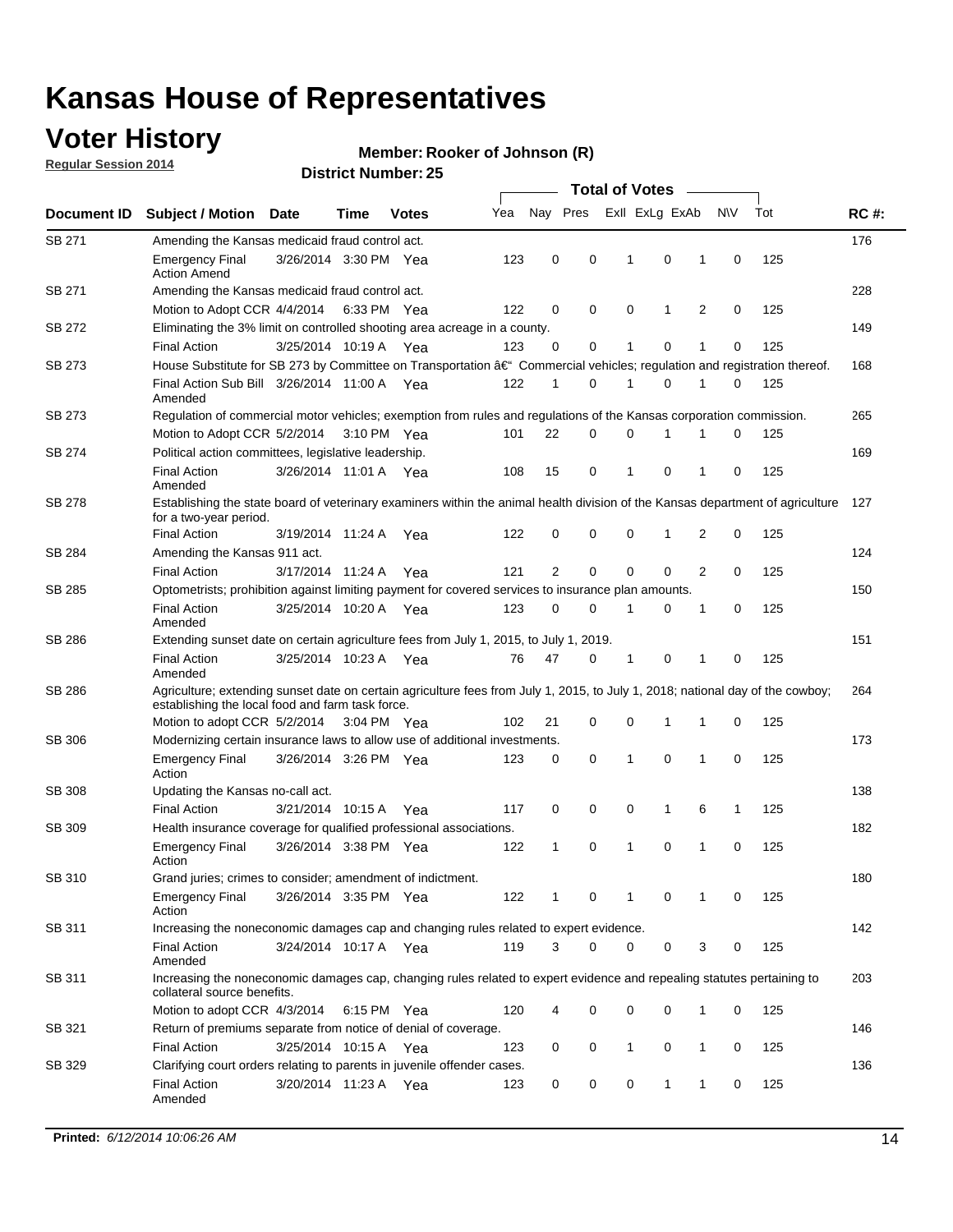# Kansas House of Representatives

## Voter History

**Regular Session 2014**

**Member: Rooker of Johnson (R)**

**District Number: 25**

| Document ID | Subject / Motion | Date | Time | Votes | Yea | Nay | Pres | ExII | ExLg | ExAb | N\V | Tot | RC #: |
|---|---|---|---|---|---|---|---|---|---|---|---|---|---|
| SB 271 | Amending the Kansas medicaid fraud control act. | | | | | | | | | | | | 176 |
| | Emergency Final Action Amend | 3/26/2014 | 3:30 PM | Yea | 123 | 0 | 0 | 1 | 0 | 1 | 0 | 125 | |
| SB 271 | Amending the Kansas medicaid fraud control act. | | | | | | | | | | | | 228 |
| | Motion to Adopt CCR | 4/4/2014 | 6:33 PM | Yea | 122 | 0 | 0 | 0 | 1 | 2 | 0 | 125 | |
| SB 272 | Eliminating the 3% limit on controlled shooting area acreage in a county. | | | | | | | | | | | | 149 |
| | Final Action | 3/25/2014 | 10:19 A | Yea | 123 | 0 | 0 | 1 | 0 | 1 | 0 | 125 | |
| SB 273 | House Substitute for SB 273 by Committee on Transportation â€" Commercial vehicles; regulation and registration thereof. | | | | | | | | | | | | 168 |
| | Final Action Sub Bill Amended | 3/26/2014 | 11:00 A | Yea | 122 | 1 | 0 | 1 | 0 | 1 | 0 | 125 | |
| SB 273 | Regulation of commercial motor vehicles; exemption from rules and regulations of the Kansas corporation commission. | | | | | | | | | | | | 265 |
| | Motion to Adopt CCR | 5/2/2014 | 3:10 PM | Yea | 101 | 22 | 0 | 0 | 1 | 1 | 0 | 125 | |
| SB 274 | Political action committees, legislative leadership. | | | | | | | | | | | | 169 |
| | Final Action Amended | 3/26/2014 | 11:01 A | Yea | 108 | 15 | 0 | 1 | 0 | 1 | 0 | 125 | |
| SB 278 | Establishing the state board of veterinary examiners within the animal health division of the Kansas department of agriculture for a two-year period. | | | | | | | | | | | | 127 |
| | Final Action | 3/19/2014 | 11:24 A | Yea | 122 | 0 | 0 | 0 | 1 | 2 | 0 | 125 | |
| SB 284 | Amending the Kansas 911 act. | | | | | | | | | | | | 124 |
| | Final Action | 3/17/2014 | 11:24 A | Yea | 121 | 2 | 0 | 0 | 0 | 2 | 0 | 125 | |
| SB 285 | Optometrists; prohibition against limiting payment for covered services to insurance plan amounts. | | | | | | | | | | | | 150 |
| | Final Action Amended | 3/25/2014 | 10:20 A | Yea | 123 | 0 | 0 | 1 | 0 | 1 | 0 | 125 | |
| SB 286 | Extending sunset date on certain agriculture fees from July 1, 2015, to July 1, 2019. | | | | | | | | | | | | 151 |
| | Final Action Amended | 3/25/2014 | 10:23 A | Yea | 76 | 47 | 0 | 1 | 0 | 1 | 0 | 125 | |
| SB 286 | Agriculture; extending sunset date on certain agriculture fees from July 1, 2015, to July 1, 2018; national day of the cowboy; establishing the local food and farm task force. | | | | | | | | | | | | 264 |
| | Motion to adopt CCR | 5/2/2014 | 3:04 PM | Yea | 102 | 21 | 0 | 0 | 1 | 1 | 0 | 125 | |
| SB 306 | Modernizing certain insurance laws to allow use of additional investments. | | | | | | | | | | | | 173 |
| | Emergency Final Action | 3/26/2014 | 3:26 PM | Yea | 123 | 0 | 0 | 1 | 0 | 1 | 0 | 125 | |
| SB 308 | Updating the Kansas no-call act. | | | | | | | | | | | | 138 |
| | Final Action | 3/21/2014 | 10:15 A | Yea | 117 | 0 | 0 | 0 | 1 | 6 | 1 | 125 | |
| SB 309 | Health insurance coverage for qualified professional associations. | | | | | | | | | | | | 182 |
| | Emergency Final Action | 3/26/2014 | 3:38 PM | Yea | 122 | 1 | 0 | 1 | 0 | 1 | 0 | 125 | |
| SB 310 | Grand juries; crimes to consider; amendment of indictment. | | | | | | | | | | | | 180 |
| | Emergency Final Action | 3/26/2014 | 3:35 PM | Yea | 122 | 1 | 0 | 1 | 0 | 1 | 0 | 125 | |
| SB 311 | Increasing the noneconomic damages cap and changing rules related to expert evidence. | | | | | | | | | | | | 142 |
| | Final Action Amended | 3/24/2014 | 10:17 A | Yea | 119 | 3 | 0 | 0 | 0 | 3 | 0 | 125 | |
| SB 311 | Increasing the noneconomic damages cap, changing rules related to expert evidence and repealing statutes pertaining to collateral source benefits. | | | | | | | | | | | | 203 |
| | Motion to adopt CCR | 4/3/2014 | 6:15 PM | Yea | 120 | 4 | 0 | 0 | 0 | 1 | 0 | 125 | |
| SB 321 | Return of premiums separate from notice of denial of coverage. | | | | | | | | | | | | 146 |
| | Final Action | 3/25/2014 | 10:15 A | Yea | 123 | 0 | 0 | 1 | 0 | 1 | 0 | 125 | |
| SB 329 | Clarifying court orders relating to parents in juvenile offender cases. | | | | | | | | | | | | 136 |
| | Final Action Amended | 3/20/2014 | 11:23 A | Yea | 123 | 0 | 0 | 0 | 1 | 1 | 0 | 125 | |

**Printed:** *6/12/2014 10:06:26 AM*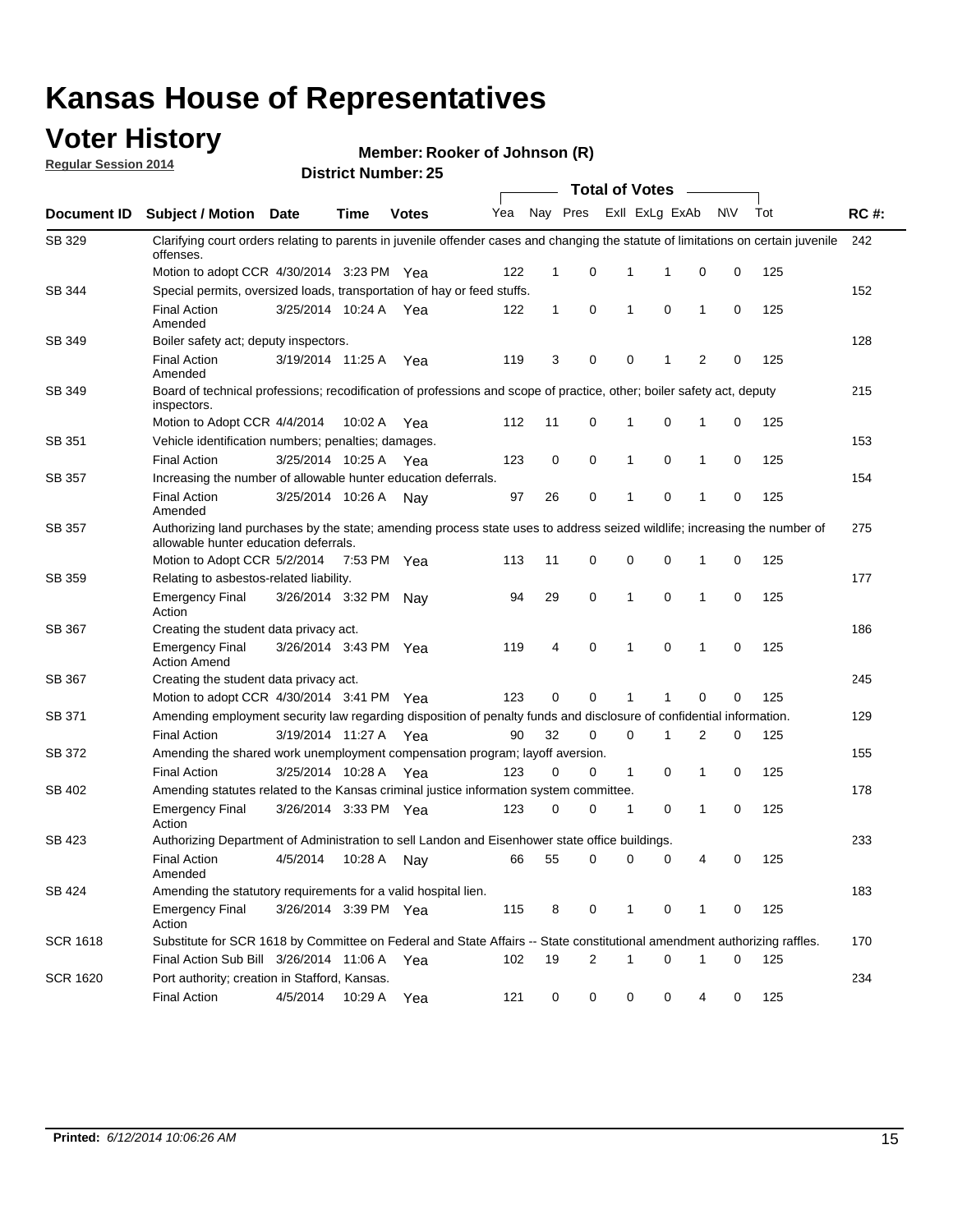# Kansas House of Representatives

## Voter History

**Regular Session 2014**

**Member: Rooker of Johnson (R)**

**District Number: 25**

| Document ID | Subject / Motion | Date | Time | Votes | Yea | Nay | Pres | ExII | ExLg | ExAb | N\V | Tot | RC #: |
|---|---|---|---|---|---|---|---|---|---|---|---|---|---|
| SB 329 | Clarifying court orders relating to parents in juvenile offender cases and changing the statute of limitations on certain juvenile offenses. | | | | | | | | | | | | 242 |
| | Motion to adopt CCR | 4/30/2014 | 3:23 PM | Yea | 122 | 1 | 0 | 1 | 1 | 0 | 0 | 125 | |
| SB 344 | Special permits, oversized loads, transportation of hay or feed stuffs. | | | | | | | | | | | | 152 |
| | Final Action Amended | 3/25/2014 | 10:24 A | Yea | 122 | 1 | 0 | 1 | 0 | 1 | 0 | 125 | |
| SB 349 | Boiler safety act; deputy inspectors. | | | | | | | | | | | | 128 |
| | Final Action Amended | 3/19/2014 | 11:25 A | Yea | 119 | 3 | 0 | 0 | 1 | 2 | 0 | 125 | |
| SB 349 | Board of technical professions; recodification of professions and scope of practice, other; boiler safety act, deputy inspectors. | | | | | | | | | | | | 215 |
| | Motion to Adopt CCR | 4/4/2014 | 10:02 A | Yea | 112 | 11 | 0 | 1 | 0 | 1 | 0 | 125 | |
| SB 351 | Vehicle identification numbers; penalties; damages. | | | | | | | | | | | | 153 |
| | Final Action | 3/25/2014 | 10:25 A | Yea | 123 | 0 | 0 | 1 | 0 | 1 | 0 | 125 | |
| SB 357 | Increasing the number of allowable hunter education deferrals. | | | | | | | | | | | | 154 |
| | Final Action Amended | 3/25/2014 | 10:26 A | Nay | 97 | 26 | 0 | 1 | 0 | 1 | 0 | 125 | |
| SB 357 | Authorizing land purchases by the state; amending process state uses to address seized wildlife; increasing the number of allowable hunter education deferrals. | | | | | | | | | | | | 275 |
| | Motion to Adopt CCR | 5/2/2014 | 7:53 PM | Yea | 113 | 11 | 0 | 0 | 0 | 1 | 0 | 125 | |
| SB 359 | Relating to asbestos-related liability. | | | | | | | | | | | | 177 |
| | Emergency Final Action | 3/26/2014 | 3:32 PM | Nay | 94 | 29 | 0 | 1 | 0 | 1 | 0 | 125 | |
| SB 367 | Creating the student data privacy act. | | | | | | | | | | | | 186 |
| | Emergency Final Action Amend | 3/26/2014 | 3:43 PM | Yea | 119 | 4 | 0 | 1 | 0 | 1 | 0 | 125 | |
| SB 367 | Creating the student data privacy act. | | | | | | | | | | | | 245 |
| | Motion to adopt CCR | 4/30/2014 | 3:41 PM | Yea | 123 | 0 | 0 | 1 | 1 | 0 | 0 | 125 | |
| SB 371 | Amending employment security law regarding disposition of penalty funds and disclosure of confidential information. | | | | | | | | | | | | 129 |
| | Final Action | 3/19/2014 | 11:27 A | Yea | 90 | 32 | 0 | 0 | 1 | 2 | 0 | 125 | |
| SB 372 | Amending the shared work unemployment compensation program; layoff aversion. | | | | | | | | | | | | 155 |
| | Final Action | 3/25/2014 | 10:28 A | Yea | 123 | 0 | 0 | 1 | 0 | 1 | 0 | 125 | |
| SB 402 | Amending statutes related to the Kansas criminal justice information system committee. | | | | | | | | | | | | 178 |
| | Emergency Final Action | 3/26/2014 | 3:33 PM | Yea | 123 | 0 | 0 | 1 | 0 | 1 | 0 | 125 | |
| SB 423 | Authorizing Department of Administration to sell Landon and Eisenhower state office buildings. | | | | | | | | | | | | 233 |
| | Final Action Amended | 4/5/2014 | 10:28 A | Nay | 66 | 55 | 0 | 0 | 0 | 4 | 0 | 125 | |
| SB 424 | Amending the statutory requirements for a valid hospital lien. | | | | | | | | | | | | 183 |
| | Emergency Final Action | 3/26/2014 | 3:39 PM | Yea | 115 | 8 | 0 | 1 | 0 | 1 | 0 | 125 | |
| SCR 1618 | Substitute for SCR 1618 by Committee on Federal and State Affairs -- State constitutional amendment authorizing raffles. | | | | | | | | | | | | 170 |
| | Final Action Sub Bill | 3/26/2014 | 11:06 A | Yea | 102 | 19 | 2 | 1 | 0 | 1 | 0 | 125 | |
| SCR 1620 | Port authority; creation in Stafford, Kansas. | | | | | | | | | | | | 234 |
| | Final Action | 4/5/2014 | 10:29 A | Yea | 121 | 0 | 0 | 0 | 0 | 4 | 0 | 125 | |

**Printed:** *6/12/2014 10:06:26 AM*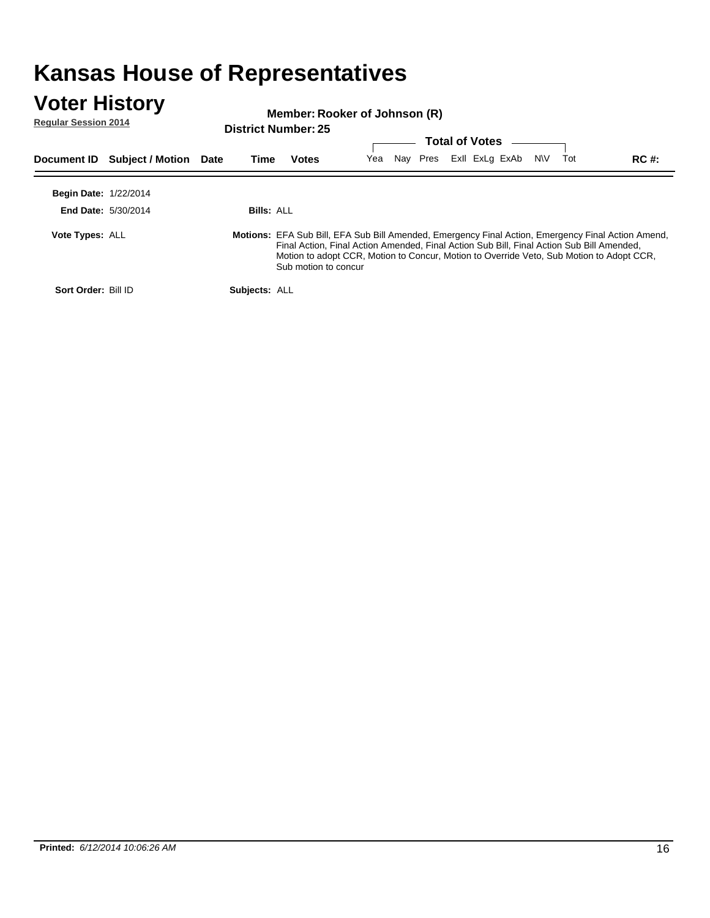# Kansas House of Representatives

## Voter History

**Regular Session 2014**

**Member: Rooker of Johnson (R)**

**District Number: 25**

| Document ID | Subject / Motion | Date | Time | Votes | Yea | Nay | Pres | ExII | ExLg | ExAb | N\V | Tot | RC #: |
|---|---|---|---|---|---|---|---|---|---|---|---|---|---|

(Columns Yea through Tot are grouped under **Total of Votes**.)

**Begin Date:** 1/22/2014

**End Date:** 5/30/2014

**Bills:** ALL

**Vote Types:** ALL

**Motions:** EFA Sub Bill, EFA Sub Bill Amended, Emergency Final Action, Emergency Final Action Amend, Final Action, Final Action Amended, Final Action Sub Bill, Final Action Sub Bill Amended, Motion to adopt CCR, Motion to Concur, Motion to Override Veto, Sub Motion to Adopt CCR, Sub motion to concur

**Sort Order:** Bill ID

**Subjects:** ALL

**Printed:** *6/12/2014 10:06:26 AM*